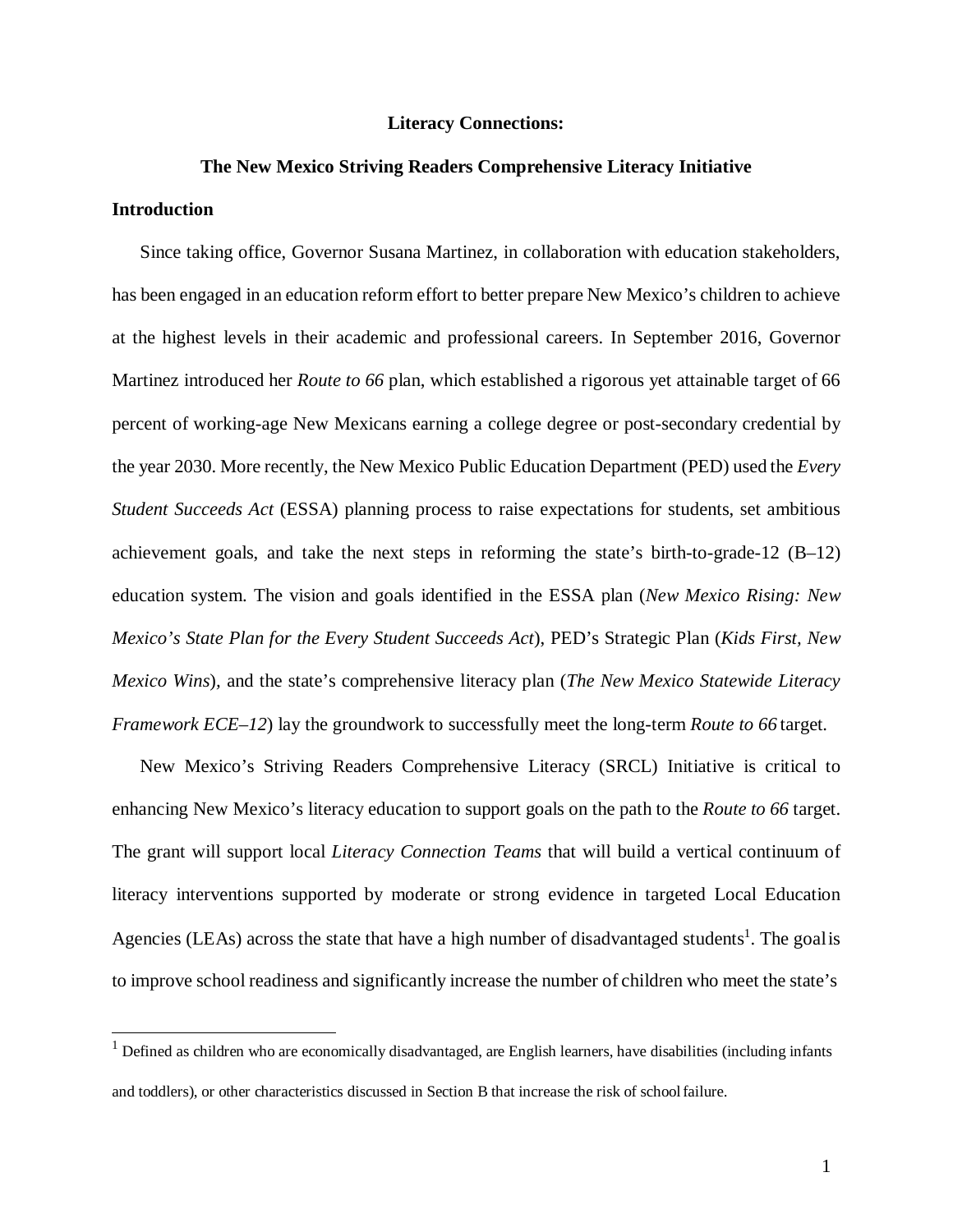# Literacy Connections:

## The New Mexico Striving Readers Comprehensive Literacy Initiative

### Introduction

Since taking office, Governor Susana Martinez, in collaboration with education stakeholders, has been engaged in an education reform effort to better prepare New Mexico's children to achieve at the highest levels in their academic and professional careers. In September 2016, Governor Martinez introduced her *Route to 66* plan, which established a rigorous yet attainable target of 66 percent of working-age New Mexicans earning a college degree or post-secondary credential by the year 2030. More recently, the New Mexico Public Education Department (PED) used the *Every Student Succeeds Act* (ESSA) planning process to raise expectations for students, set ambitious achievement goals, and take the next steps in reforming the state's birth-to-grade-12 (B–12) education system. The vision and goals identified in the ESSA plan (*New Mexico Rising: New Mexico's State Plan for the Every Student Succeeds Act*), PED's Strategic Plan (*Kids First, New Mexico Wins*), and the state's comprehensive literacy plan (*The New Mexico Statewide Literacy Framework ECE–12*) lay the groundwork to successfully meet the long-term *Route to 66* target.

New Mexico's Striving Readers Comprehensive Literacy (SRCL) Initiative is critical to enhancing New Mexico's literacy education to support goals on the path to the *Route to 66* target. The grant will support local *Literacy Connection Teams* that will build a vertical continuum of literacy interventions supported by moderate or strong evidence in targeted Local Education Agencies (LEAs) across the state that have a high number of disadvantaged students[1]. The goal is to improve school readiness and significantly increase the number of children who meet the state's

[1] Defined as children who are economically disadvantaged, are English learners, have disabilities (including infants and toddlers), or other characteristics discussed in Section B that increase the risk of school failure.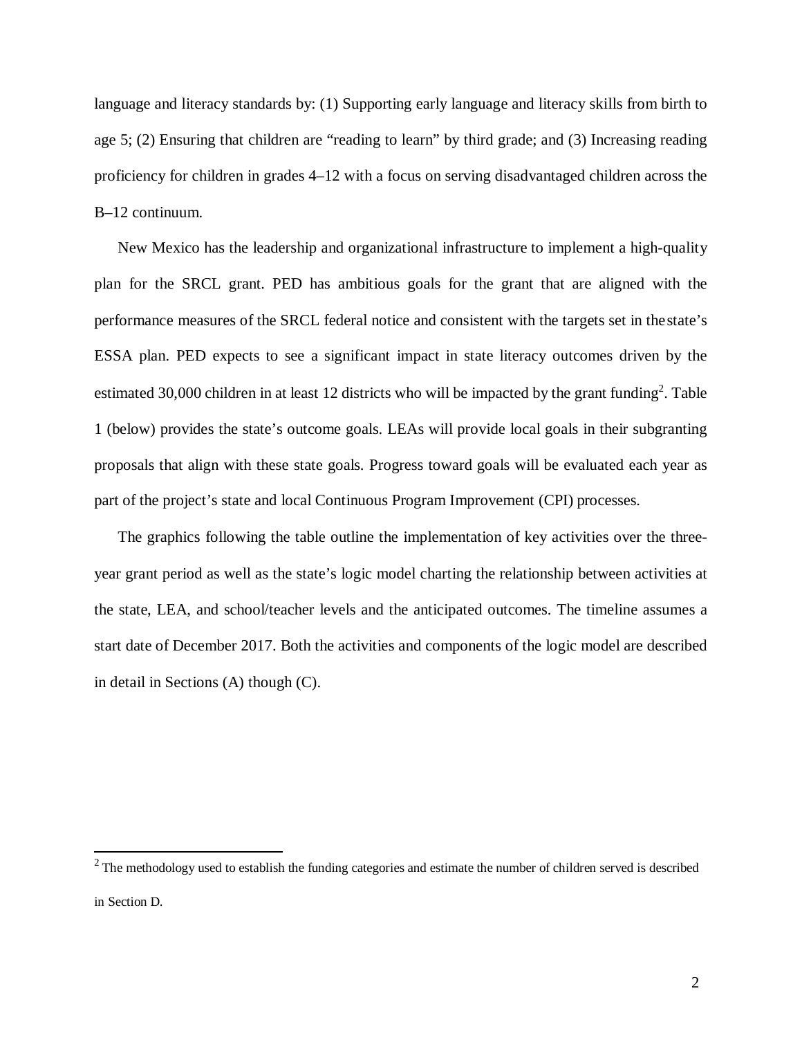language and literacy standards by: (1) Supporting early language and literacy skills from birth to age 5; (2) Ensuring that children are "reading to learn" by third grade; and (3) Increasing reading proficiency for children in grades 4–12 with a focus on serving disadvantaged children across the B–12 continuum.

New Mexico has the leadership and organizational infrastructure to implement a high-quality plan for the SRCL grant. PED has ambitious goals for the grant that are aligned with the performance measures of the SRCL federal notice and consistent with the targets set in the state's ESSA plan. PED expects to see a significant impact in state literacy outcomes driven by the estimated 30,000 children in at least 12 districts who will be impacted by the grant funding[2]. Table 1 (below) provides the state's outcome goals. LEAs will provide local goals in their subgranting proposals that align with these state goals. Progress toward goals will be evaluated each year as part of the project's state and local Continuous Program Improvement (CPI) processes.

The graphics following the table outline the implementation of key activities over the three-year grant period as well as the state's logic model charting the relationship between activities at the state, LEA, and school/teacher levels and the anticipated outcomes. The timeline assumes a start date of December 2017. Both the activities and components of the logic model are described in detail in Sections (A) though (C).

[2] The methodology used to establish the funding categories and estimate the number of children served is described in Section D.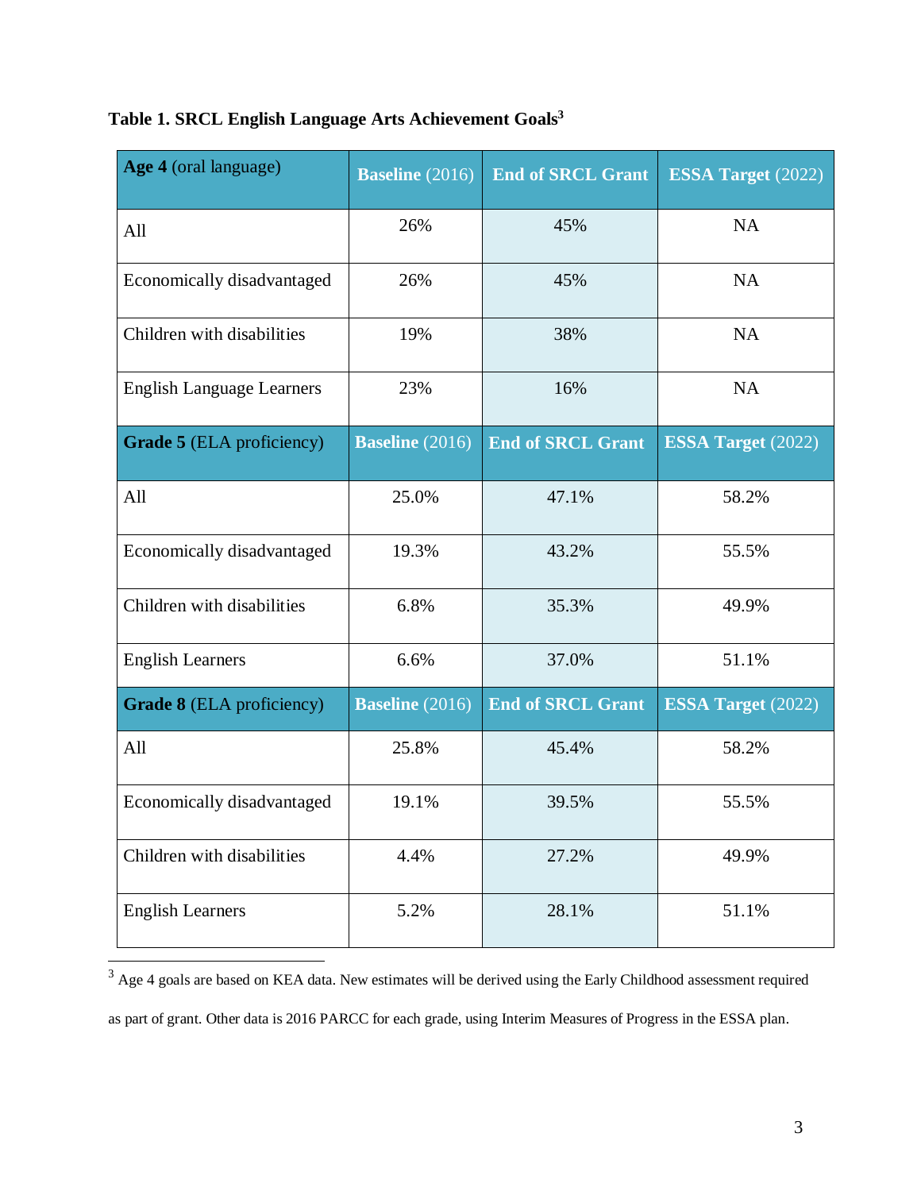**Table 1. SRCL English Language Arts Achievement Goals**[3]

| **Age 4** (oral language) | **Baseline** (2016) | **End of SRCL Grant** | **ESSA Target** (2022) |
|---|---|---|---|
| All | 26% | 45% | NA |
| Economically disadvantaged | 26% | 45% | NA |
| Children with disabilities | 19% | 38% | NA |
| English Language Learners | 23% | 16% | NA |
| **Grade 5** (ELA proficiency) | **Baseline** (2016) | **End of SRCL Grant** | **ESSA Target** (2022) |
| All | 25.0% | 47.1% | 58.2% |
| Economically disadvantaged | 19.3% | 43.2% | 55.5% |
| Children with disabilities | 6.8% | 35.3% | 49.9% |
| English Learners | 6.6% | 37.0% | 51.1% |
| **Grade 8** (ELA proficiency) | **Baseline** (2016) | **End of SRCL Grant** | **ESSA Target** (2022) |
| All | 25.8% | 45.4% | 58.2% |
| Economically disadvantaged | 19.1% | 39.5% | 55.5% |
| Children with disabilities | 4.4% | 27.2% | 49.9% |
| English Learners | 5.2% | 28.1% | 51.1% |

[3] Age 4 goals are based on KEA data. New estimates will be derived using the Early Childhood assessment required as part of grant. Other data is 2016 PARCC for each grade, using Interim Measures of Progress in the ESSA plan.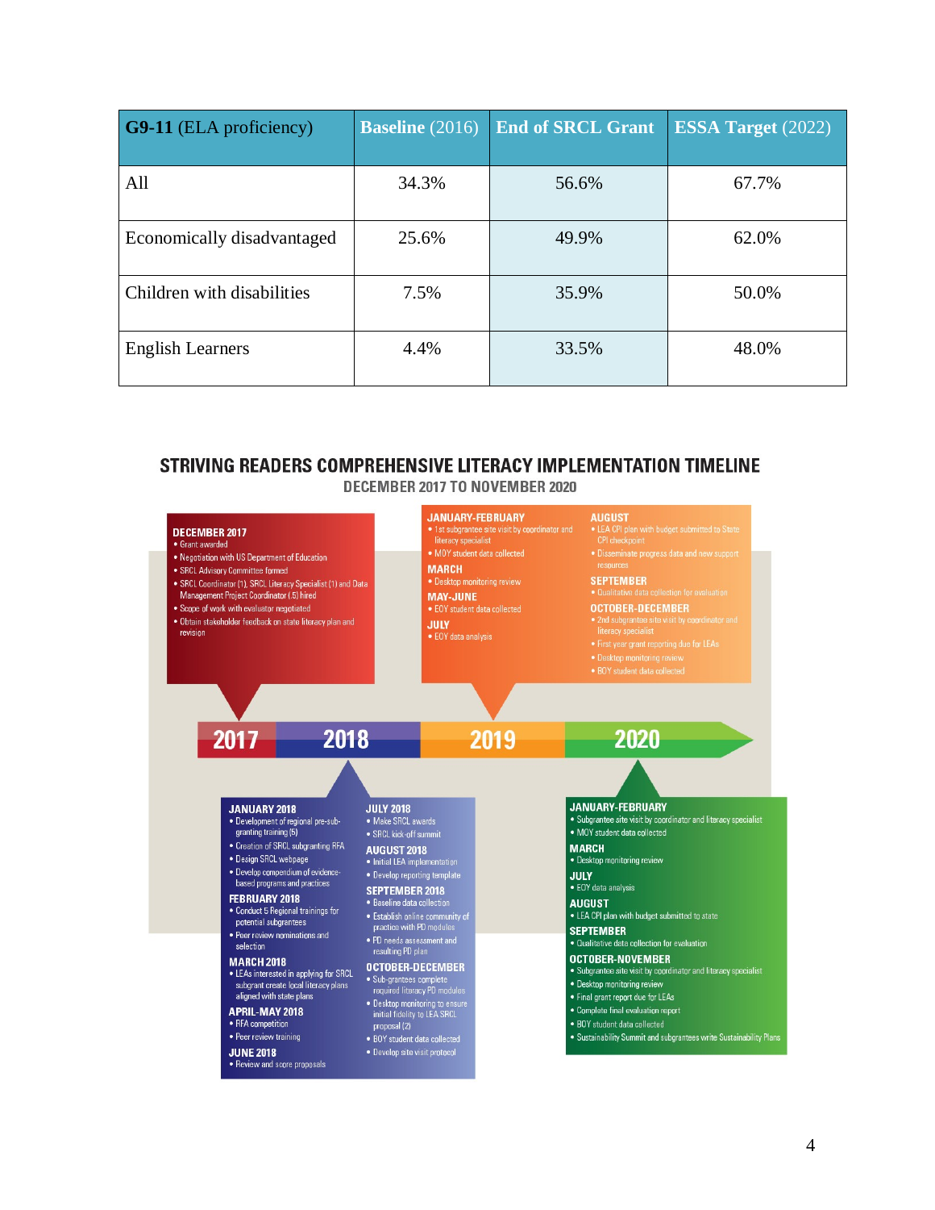| **G9-11** (ELA proficiency) | **Baseline** (2016) | **End of SRCL Grant** | **ESSA Target** (2022) |
|---|---|---|---|
| All | 34.3% | 56.6% | 67.7% |
| Economically disadvantaged | 25.6% | 49.9% | 62.0% |
| Children with disabilities | 7.5% | 35.9% | 50.0% |
| English Learners | 4.4% | 33.5% | 48.0% |

## STRIVING READERS COMPREHENSIVE LITERACY IMPLEMENTATION TIMELINE

### DECEMBER 2017 TO NOVEMBER 2020

**2017**

**DECEMBER 2017**
- Grant awarded
- Negotiation with US Department of Education
- SRCL Advisory Committee formed
- SRCL Coordinator (1), SRCL Literacy Specialist (1) and Data Management Project Coordinator (.5) hired
- Scope of work with evaluator negotiated
- Obtain stakeholder feedback on state literacy plan and revision

**2018**

**JANUARY 2018**
- Development of regional pre-sub-granting training (5)
- Creation of SRCL subgranting RFA
- Design SRCL webpage
- Develop compendium of evidence-based programs and practices

**FEBRUARY 2018**
- Conduct 5 Regional trainings for potential subgrantees
- Peer review nominations and selection

**MARCH 2018**
- LEAs interested in applying for SRCL subgrant create local literacy plans aligned with state plans

**APRIL-MAY 2018**
- RFA competition
- Peer review training

**JUNE 2018**
- Review and score proposals

**JULY 2018**
- Make SRCL awards
- SRCL kick-off summit

**AUGUST 2018**
- Initial LEA implementation
- Develop reporting template

**SEPTEMBER 2018**
- Baseline data collection
- Establish online community of practice with PD modules
- PD needs assessment and resulting PD plan

**OCTOBER-DECEMBER**
- Sub-grantees complete required literacy PD modules
- Desktop monitoring to ensure initial fidelity to LEA SRCL proposal (2)
- BOY student data collected
- Develop site visit protocol

**2019**

**JANUARY-FEBRUARY**
- 1st subgrantee site visit by coordinator and literacy specialist
- MOY student data collected

**MARCH**
- Desktop monitoring review

**MAY-JUNE**
- EOY student data collected

**JULY**
- EOY data analysis

**AUGUST**
- LEA CPI plan with budget submitted to State CPI checkpoint
- Disseminate progress data and new support resources

**SEPTEMBER**
- Qualitative data collection for evaluation

**OCTOBER-DECEMBER**
- 2nd subgrantee site visit by coordinator and literacy specialist
- First year grant reporting due for LEAs
- Desktop monitoring review
- BOY student data collected

**2020**

**JANUARY-FEBRUARY**
- Subgrantee site visit by coordinator and literacy specialist
- MOY student data collected

**MARCH**
- Desktop monitoring review

**JULY**
- EOY data analysis

**AUGUST**
- LEA CPI plan with budget submitted to state

**SEPTEMBER**
- Qualitative data collection for evaluation

**OCTOBER-NOVEMBER**
- Subgrantee site visit by coordinator and literacy specialist
- Desktop monitoring review
- Final grant report due for LEAs
- Complete final evaluation report
- BOY student data collected
- Sustainability Summit and subgrantees write Sustainability Plans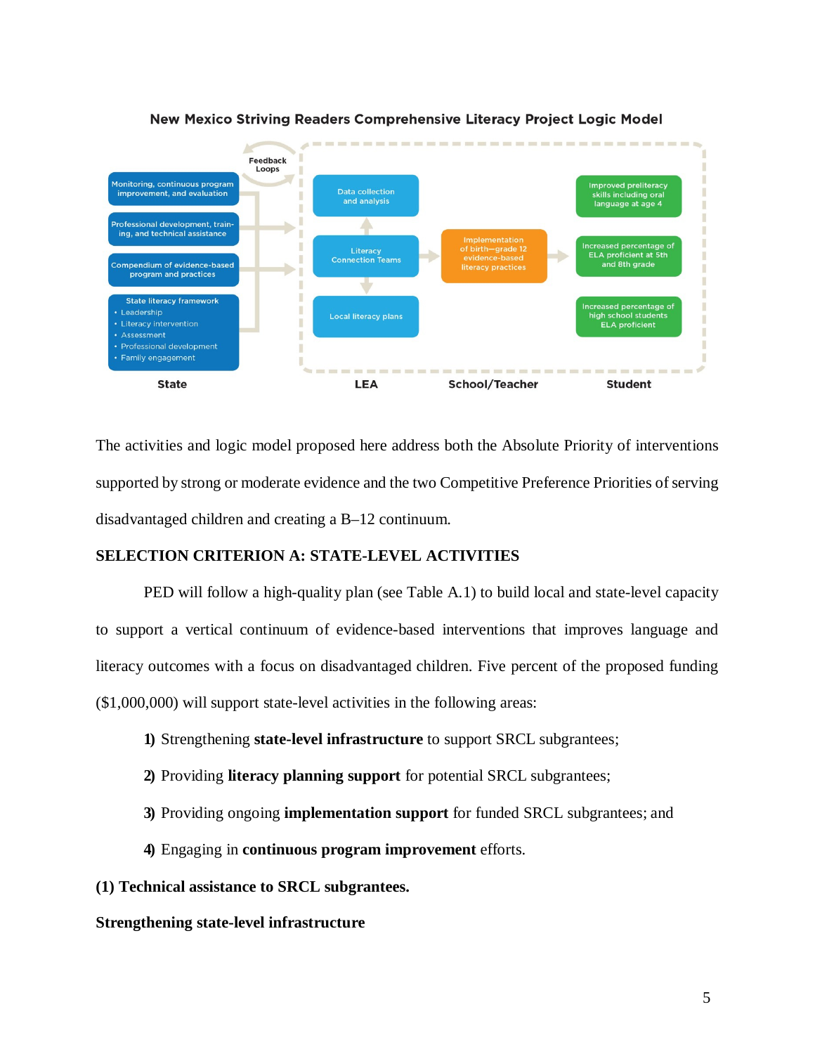New Mexico Striving Readers Comprehensive Literacy Project Logic Model

Feedback Loops

**State**

- Monitoring, continuous program improvement, and evaluation
- Professional development, training, and technical assistance
- Compendium of evidence-based program and practices
- State literacy framework
  - Leadership
  - Literacy intervention
  - Assessment
  - Professional development
  - Family engagement

**LEA**

- Data collection and analysis
- Literacy Connection Teams
- Local literacy plans

**School/Teacher**

- Implementation of birth—grade 12 evidence-based literacy practices

**Student**

- Improved preliteracy skills including oral language at age 4
- Increased percentage of ELA proficient at 5th and 8th grade
- Increased percentage of high school students ELA proficient

The activities and logic model proposed here address both the Absolute Priority of interventions supported by strong or moderate evidence and the two Competitive Preference Priorities of serving disadvantaged children and creating a B–12 continuum.

## SELECTION CRITERION A: STATE-LEVEL ACTIVITIES

PED will follow a high-quality plan (see Table A.1) to build local and state-level capacity to support a vertical continuum of evidence-based interventions that improves language and literacy outcomes with a focus on disadvantaged children. Five percent of the proposed funding ($1,000,000) will support state-level activities in the following areas:

1) Strengthening **state-level infrastructure** to support SRCL subgrantees;
2) Providing **literacy planning support** for potential SRCL subgrantees;
3) Providing ongoing **implementation support** for funded SRCL subgrantees; and
4) Engaging in **continuous program improvement** efforts.

**(1) Technical assistance to SRCL subgrantees.**

**Strengthening state-level infrastructure**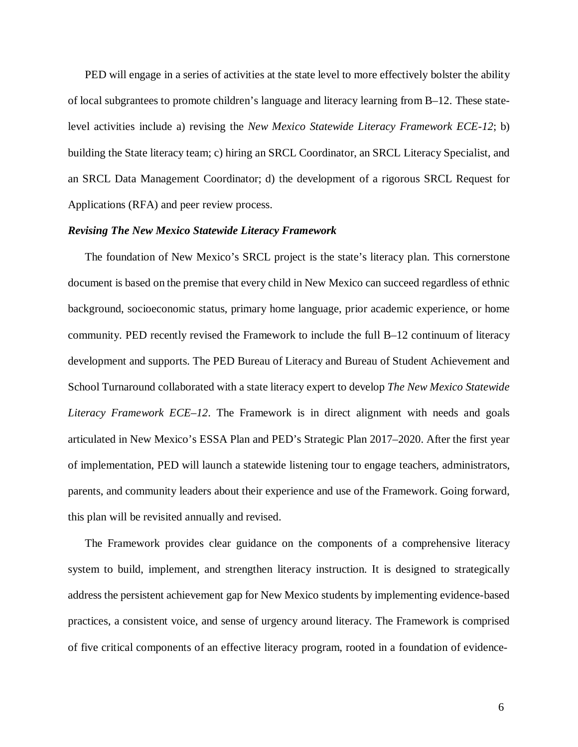PED will engage in a series of activities at the state level to more effectively bolster the ability of local subgrantees to promote children's language and literacy learning from B–12. These state-level activities include a) revising the *New Mexico Statewide Literacy Framework ECE-12*; b) building the State literacy team; c) hiring an SRCL Coordinator, an SRCL Literacy Specialist, and an SRCL Data Management Coordinator; d) the development of a rigorous SRCL Request for Applications (RFA) and peer review process.

***Revising The New Mexico Statewide Literacy Framework***

The foundation of New Mexico's SRCL project is the state's literacy plan. This cornerstone document is based on the premise that every child in New Mexico can succeed regardless of ethnic background, socioeconomic status, primary home language, prior academic experience, or home community. PED recently revised the Framework to include the full B–12 continuum of literacy development and supports. The PED Bureau of Literacy and Bureau of Student Achievement and School Turnaround collaborated with a state literacy expert to develop *The New Mexico Statewide Literacy Framework ECE–12*. The Framework is in direct alignment with needs and goals articulated in New Mexico's ESSA Plan and PED's Strategic Plan 2017–2020. After the first year of implementation, PED will launch a statewide listening tour to engage teachers, administrators, parents, and community leaders about their experience and use of the Framework. Going forward, this plan will be revisited annually and revised.

The Framework provides clear guidance on the components of a comprehensive literacy system to build, implement, and strengthen literacy instruction. It is designed to strategically address the persistent achievement gap for New Mexico students by implementing evidence-based practices, a consistent voice, and sense of urgency around literacy. The Framework is comprised of five critical components of an effective literacy program, rooted in a foundation of evidence-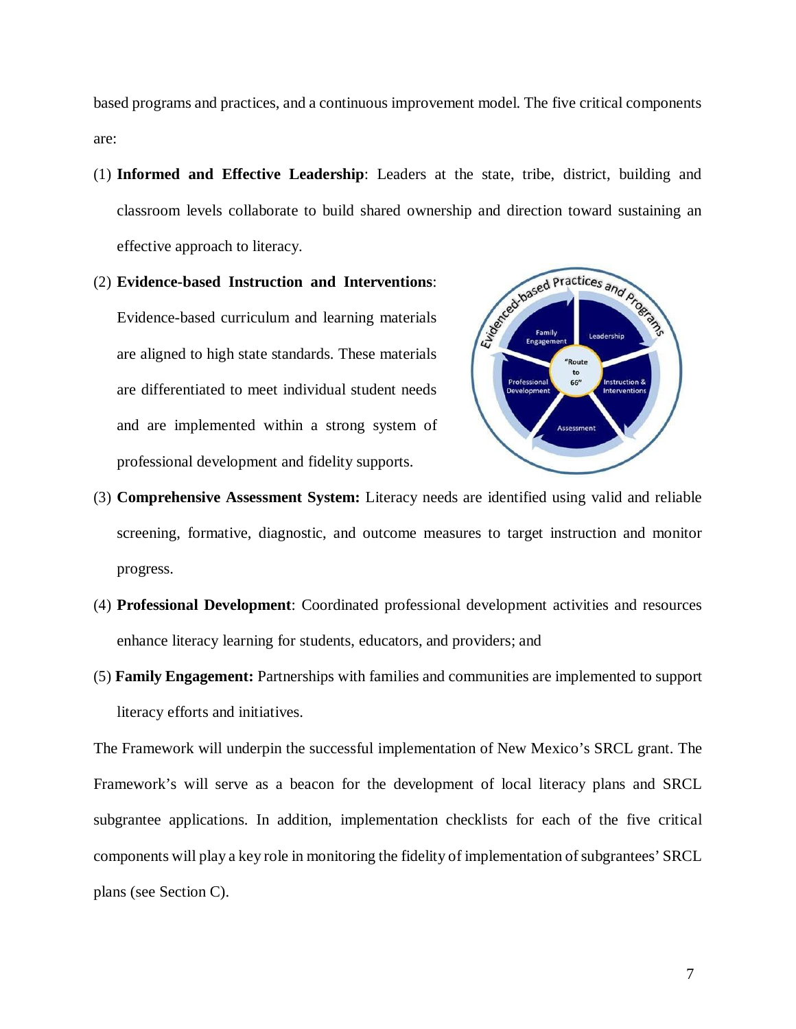based programs and practices, and a continuous improvement model. The five critical components are:

(1) **Informed and Effective Leadership**: Leaders at the state, tribe, district, building and classroom levels collaborate to build shared ownership and direction toward sustaining an effective approach to literacy.

(2) **Evidence-based Instruction and Interventions**: Evidence-based curriculum and learning materials are aligned to high state standards. These materials are differentiated to meet individual student needs and are implemented within a strong system of professional development and fidelity supports.

(3) **Comprehensive Assessment System:** Literacy needs are identified using valid and reliable screening, formative, diagnostic, and outcome measures to target instruction and monitor progress.

(4) **Professional Development**: Coordinated professional development activities and resources enhance literacy learning for students, educators, and providers; and

(5) **Family Engagement:** Partnerships with families and communities are implemented to support literacy efforts and initiatives.

The Framework will underpin the successful implementation of New Mexico's SRCL grant. The Framework's will serve as a beacon for the development of local literacy plans and SRCL subgrantee applications. In addition, implementation checklists for each of the five critical components will play a key role in monitoring the fidelity of implementation of subgrantees' SRCL plans (see Section C).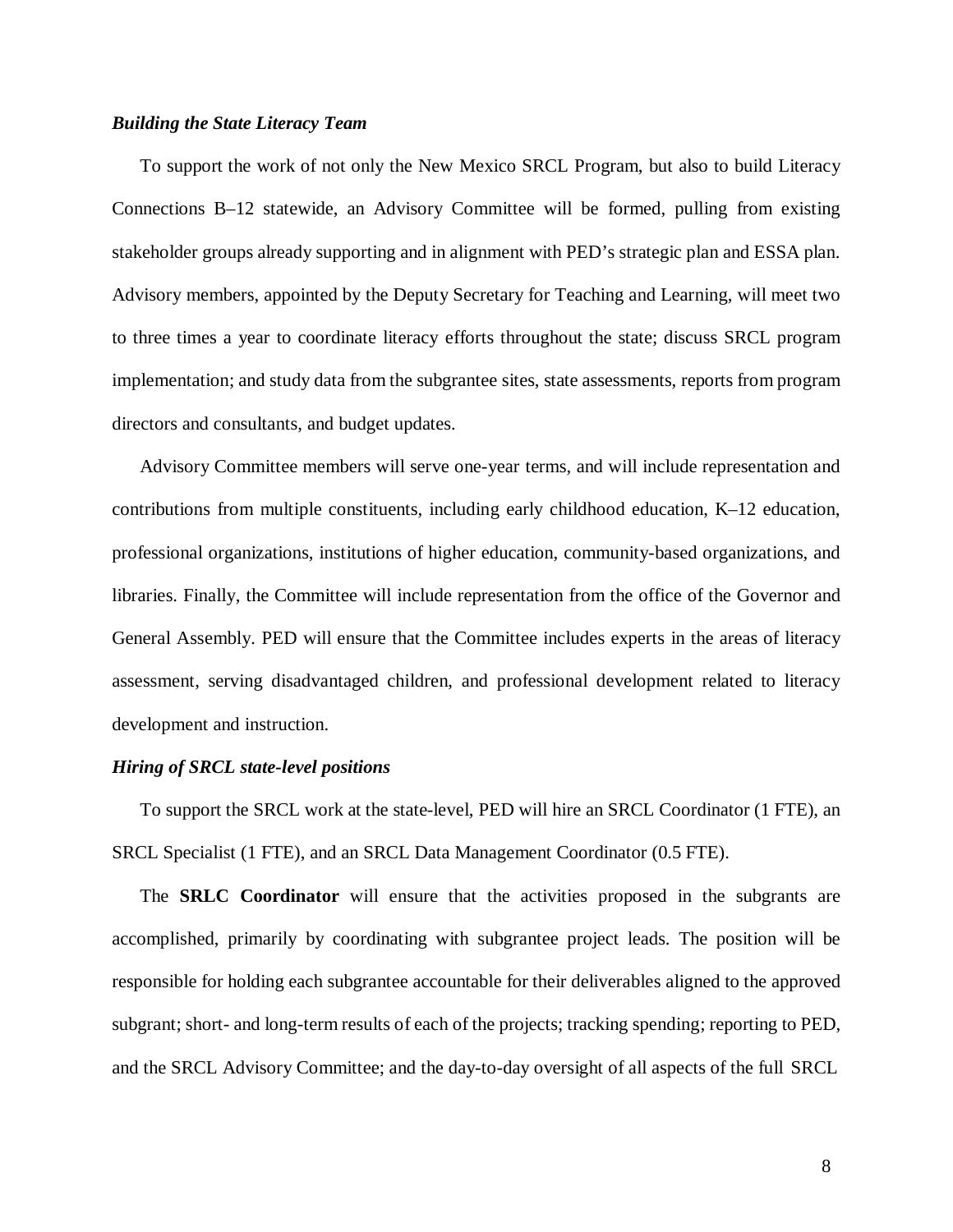***Building the State Literacy Team***

To support the work of not only the New Mexico SRCL Program, but also to build Literacy Connections B–12 statewide, an Advisory Committee will be formed, pulling from existing stakeholder groups already supporting and in alignment with PED's strategic plan and ESSA plan. Advisory members, appointed by the Deputy Secretary for Teaching and Learning, will meet two to three times a year to coordinate literacy efforts throughout the state; discuss SRCL program implementation; and study data from the subgrantee sites, state assessments, reports from program directors and consultants, and budget updates.

Advisory Committee members will serve one-year terms, and will include representation and contributions from multiple constituents, including early childhood education, K–12 education, professional organizations, institutions of higher education, community-based organizations, and libraries. Finally, the Committee will include representation from the office of the Governor and General Assembly. PED will ensure that the Committee includes experts in the areas of literacy assessment, serving disadvantaged children, and professional development related to literacy development and instruction.

***Hiring of SRCL state-level positions***

To support the SRCL work at the state-level, PED will hire an SRCL Coordinator (1 FTE), an SRCL Specialist (1 FTE), and an SRCL Data Management Coordinator (0.5 FTE).

The **SRLC Coordinator** will ensure that the activities proposed in the subgrants are accomplished, primarily by coordinating with subgrantee project leads. The position will be responsible for holding each subgrantee accountable for their deliverables aligned to the approved subgrant; short- and long-term results of each of the projects; tracking spending; reporting to PED, and the SRCL Advisory Committee; and the day-to-day oversight of all aspects of the full SRCL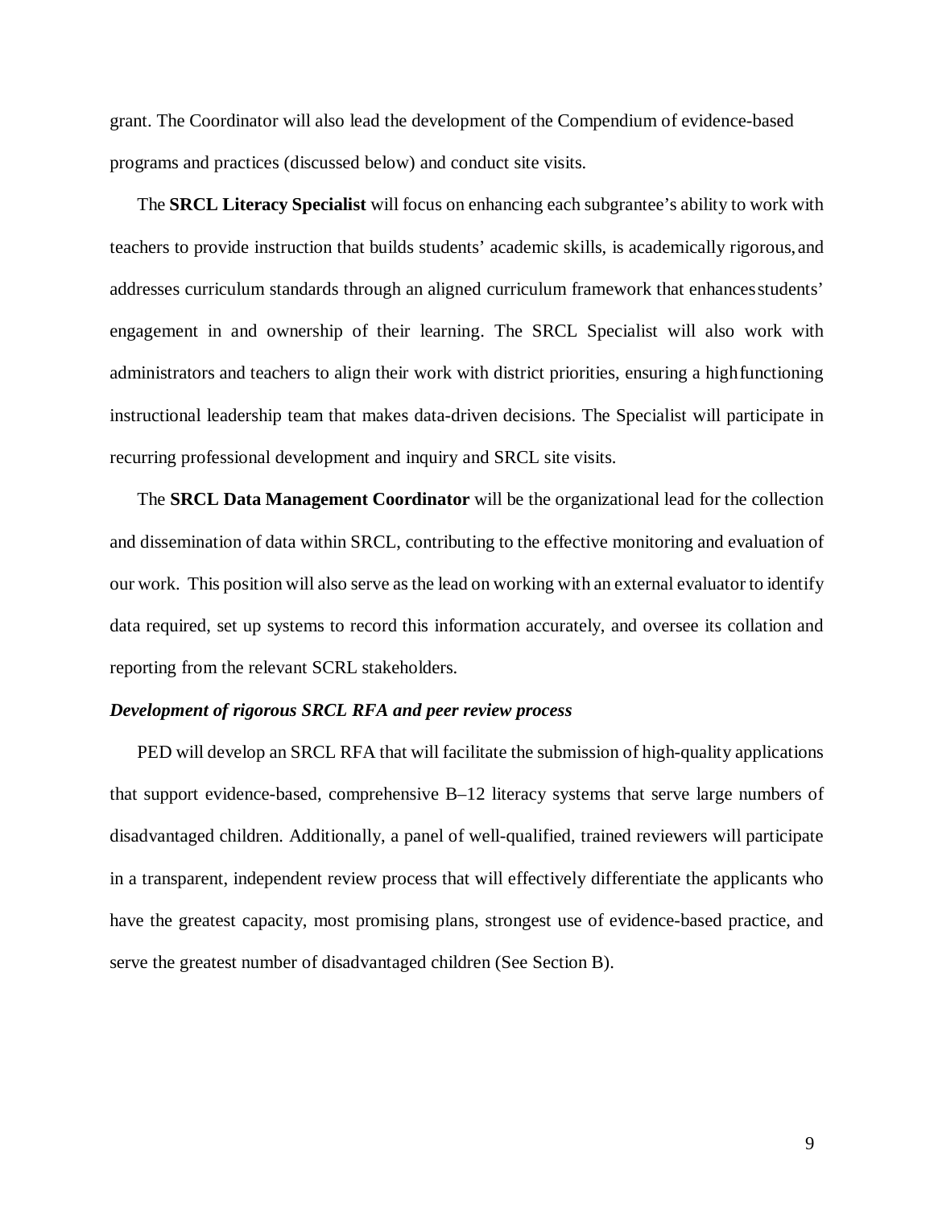grant. The Coordinator will also lead the development of the Compendium of evidence-based programs and practices (discussed below) and conduct site visits.

The **SRCL Literacy Specialist** will focus on enhancing each subgrantee's ability to work with teachers to provide instruction that builds students' academic skills, is academically rigorous, and addresses curriculum standards through an aligned curriculum framework that enhances students' engagement in and ownership of their learning. The SRCL Specialist will also work with administrators and teachers to align their work with district priorities, ensuring a high functioning instructional leadership team that makes data-driven decisions. The Specialist will participate in recurring professional development and inquiry and SRCL site visits.

The **SRCL Data Management Coordinator** will be the organizational lead for the collection and dissemination of data within SRCL, contributing to the effective monitoring and evaluation of our work. This position will also serve as the lead on working with an external evaluator to identify data required, set up systems to record this information accurately, and oversee its collation and reporting from the relevant SCRL stakeholders.

***Development of rigorous SRCL RFA and peer review process***

PED will develop an SRCL RFA that will facilitate the submission of high-quality applications that support evidence-based, comprehensive B–12 literacy systems that serve large numbers of disadvantaged children. Additionally, a panel of well-qualified, trained reviewers will participate in a transparent, independent review process that will effectively differentiate the applicants who have the greatest capacity, most promising plans, strongest use of evidence-based practice, and serve the greatest number of disadvantaged children (See Section B).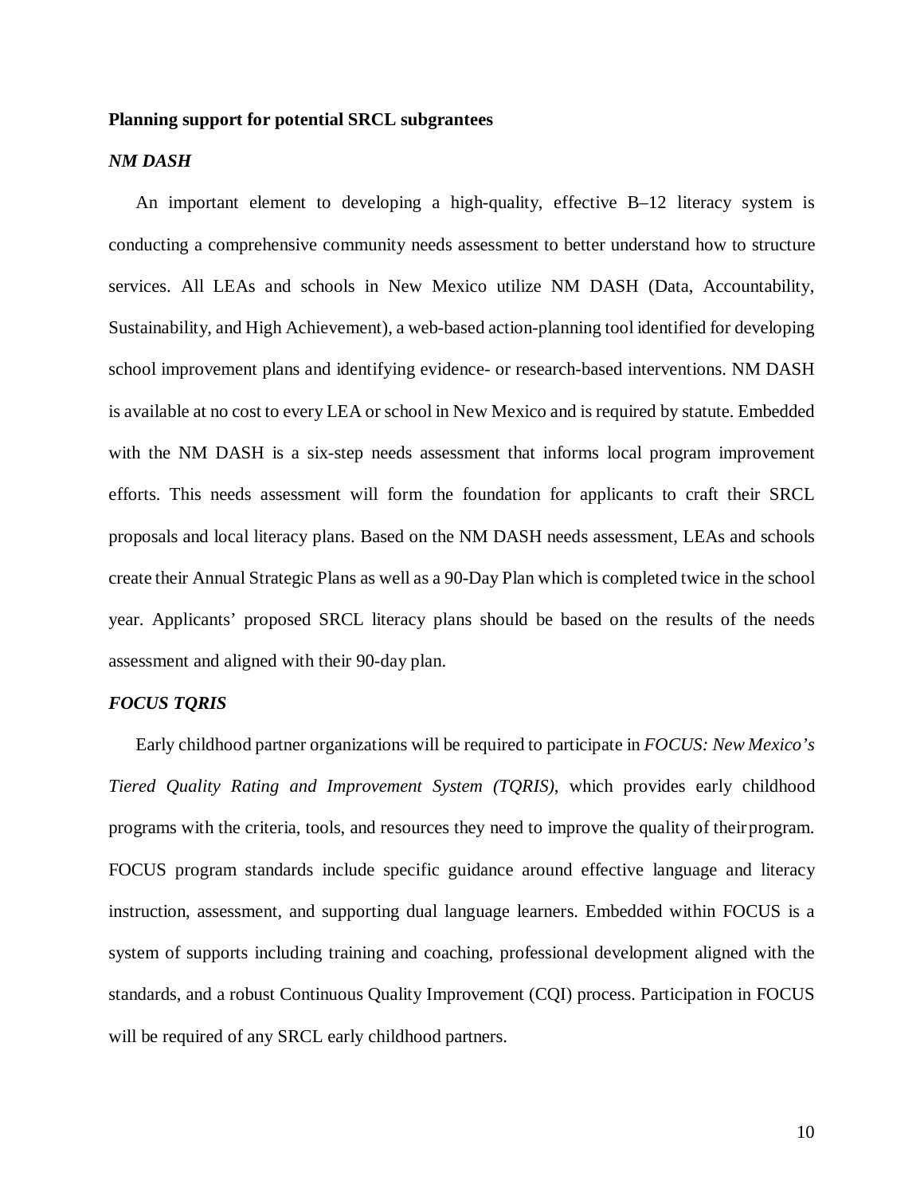**Planning support for potential SRCL subgrantees**

***NM DASH***

An important element to developing a high-quality, effective B–12 literacy system is conducting a comprehensive community needs assessment to better understand how to structure services. All LEAs and schools in New Mexico utilize NM DASH (Data, Accountability, Sustainability, and High Achievement), a web-based action-planning tool identified for developing school improvement plans and identifying evidence- or research-based interventions. NM DASH is available at no cost to every LEA or school in New Mexico and is required by statute. Embedded with the NM DASH is a six-step needs assessment that informs local program improvement efforts. This needs assessment will form the foundation for applicants to craft their SRCL proposals and local literacy plans. Based on the NM DASH needs assessment, LEAs and schools create their Annual Strategic Plans as well as a 90-Day Plan which is completed twice in the school year. Applicants' proposed SRCL literacy plans should be based on the results of the needs assessment and aligned with their 90-day plan.

***FOCUS TQRIS***

Early childhood partner organizations will be required to participate in *FOCUS: New Mexico's Tiered Quality Rating and Improvement System (TQRIS)*, which provides early childhood programs with the criteria, tools, and resources they need to improve the quality of their program. FOCUS program standards include specific guidance around effective language and literacy instruction, assessment, and supporting dual language learners. Embedded within FOCUS is a system of supports including training and coaching, professional development aligned with the standards, and a robust Continuous Quality Improvement (CQI) process. Participation in FOCUS will be required of any SRCL early childhood partners.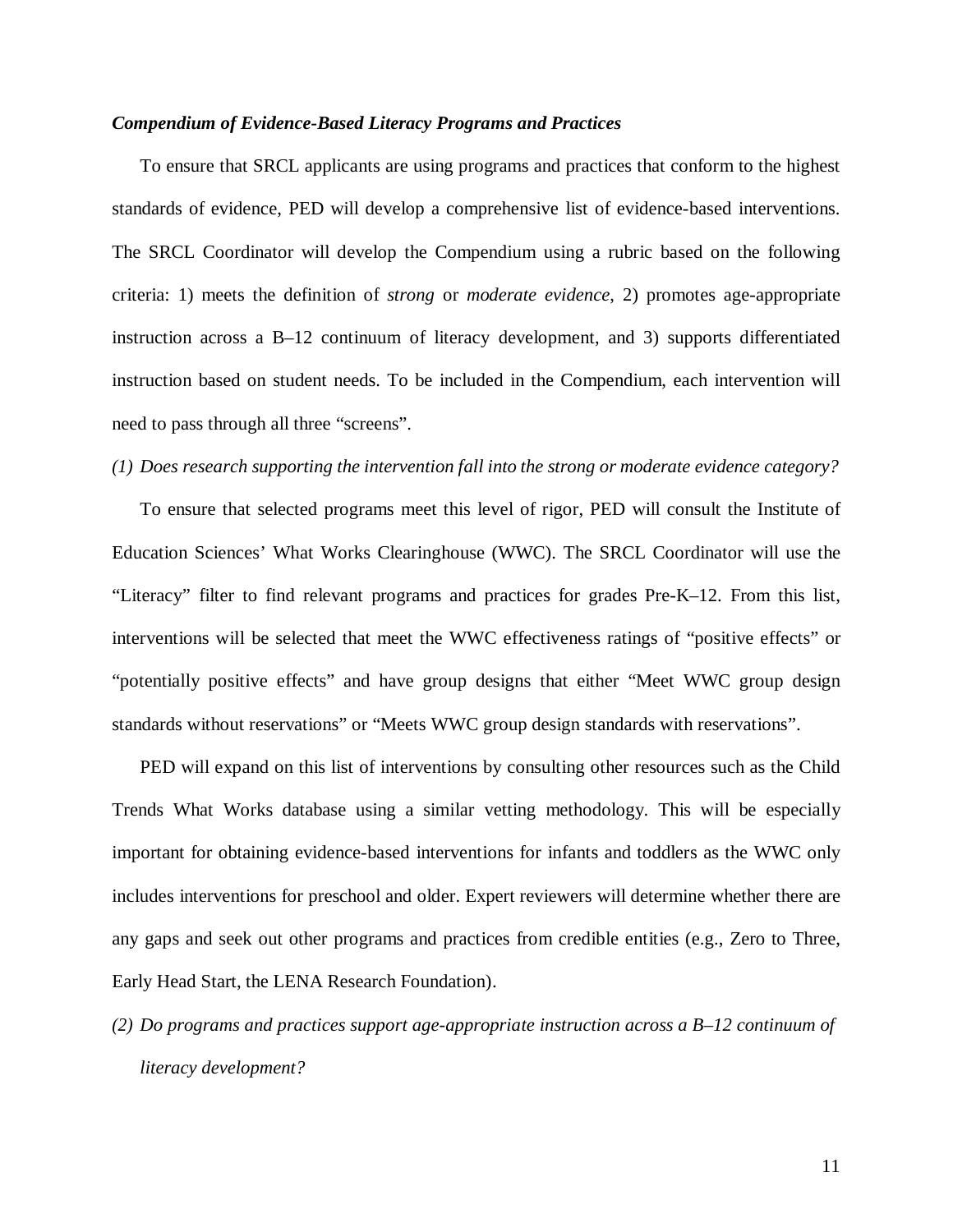***Compendium of Evidence-Based Literacy Programs and Practices***

To ensure that SRCL applicants are using programs and practices that conform to the highest standards of evidence, PED will develop a comprehensive list of evidence-based interventions. The SRCL Coordinator will develop the Compendium using a rubric based on the following criteria: 1) meets the definition of *strong* or *moderate evidence*, 2) promotes age-appropriate instruction across a B–12 continuum of literacy development, and 3) supports differentiated instruction based on student needs. To be included in the Compendium, each intervention will need to pass through all three "screens".

*(1) Does research supporting the intervention fall into the strong or moderate evidence category?*

To ensure that selected programs meet this level of rigor, PED will consult the Institute of Education Sciences' What Works Clearinghouse (WWC). The SRCL Coordinator will use the "Literacy" filter to find relevant programs and practices for grades Pre-K–12. From this list, interventions will be selected that meet the WWC effectiveness ratings of "positive effects" or "potentially positive effects" and have group designs that either "Meet WWC group design standards without reservations" or "Meets WWC group design standards with reservations".

PED will expand on this list of interventions by consulting other resources such as the Child Trends What Works database using a similar vetting methodology. This will be especially important for obtaining evidence-based interventions for infants and toddlers as the WWC only includes interventions for preschool and older. Expert reviewers will determine whether there are any gaps and seek out other programs and practices from credible entities (e.g., Zero to Three, Early Head Start, the LENA Research Foundation).

*(2) Do programs and practices support age-appropriate instruction across a B–12 continuum of literacy development?*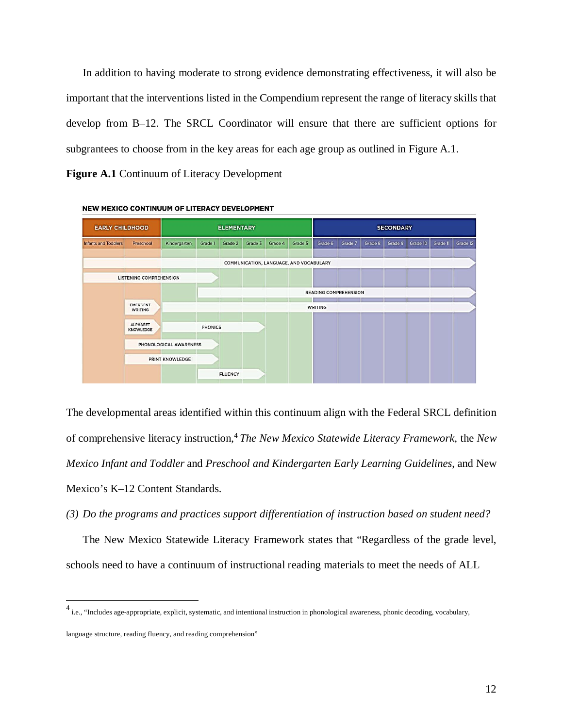In addition to having moderate to strong evidence demonstrating effectiveness, it will also be important that the interventions listed in the Compendium represent the range of literacy skills that develop from B–12. The SRCL Coordinator will ensure that there are sufficient options for subgrantees to choose from in the key areas for each age group as outlined in Figure A.1.

**Figure A.1** Continuum of Literacy Development

**NEW MEXICO CONTINUUM OF LITERACY DEVELOPMENT**

| EARLY CHILDHOOD | | ELEMENTARY | | | | | | SECONDARY | | | | | | |
|---|---|---|---|---|---|---|---|---|---|---|---|---|---|---|
| Infants and Toddlers | Preschool | Kindergarten | Grade 1 | Grade 2 | Grade 3 | Grade 4 | Grade 5 | Grade 6 | Grade 7 | Grade 8 | Grade 9 | Grade 10 | Grade 11 | Grade 12 |

| Area | Span |
|---|---|
| COMMUNICATION, LANGUAGE, AND VOCABULARY | Infants and Toddlers – Grade 12 |
| LISTENING COMPREHENSION | Infants and Toddlers – Grade 1 |
| READING COMPREHENSION | Grade 1 – Grade 12 |
| EMERGENT WRITING | Preschool |
| WRITING | Kindergarten – Grade 12 |
| ALPHABET KNOWLEDGE | Preschool |
| PHONICS | Kindergarten – Grade 3 |
| PHONOLOGICAL AWARENESS | Preschool – Grade 1 |
| PRINT KNOWLEDGE | Preschool – Grade 1 |
| FLUENCY | Grade 1 – Grade 3 |

The developmental areas identified within this continuum align with the Federal SRCL definition of comprehensive literacy instruction,[4] *The New Mexico Statewide Literacy Framework*, the *New Mexico Infant and Toddler* and *Preschool and Kindergarten Early Learning Guidelines*, and New Mexico's K–12 Content Standards.

*(3) Do the programs and practices support differentiation of instruction based on student need?*

The New Mexico Statewide Literacy Framework states that "Regardless of the grade level, schools need to have a continuum of instructional reading materials to meet the needs of ALL

---

[4] i.e., "Includes age-appropriate, explicit, systematic, and intentional instruction in phonological awareness, phonic decoding, vocabulary, language structure, reading fluency, and reading comprehension"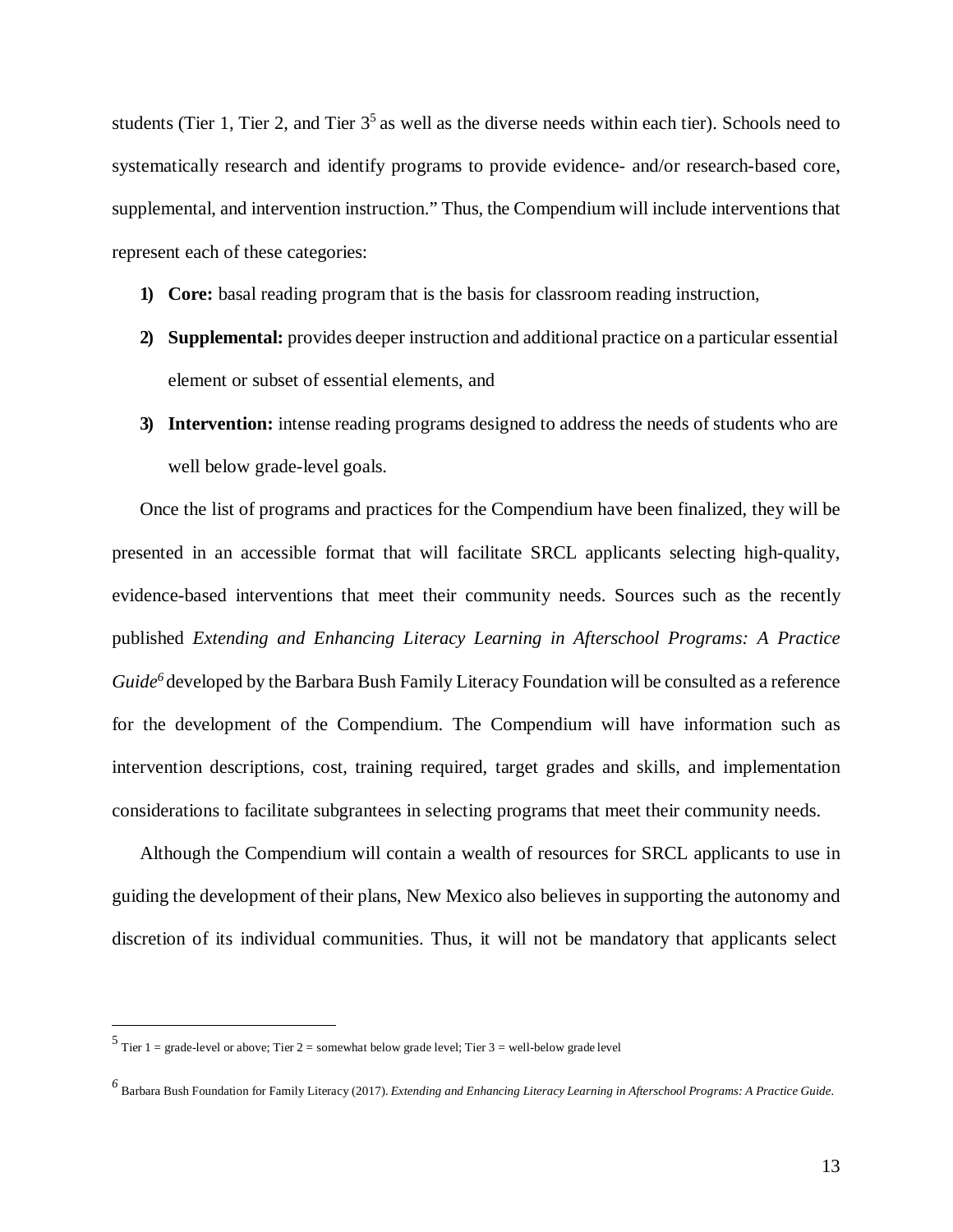students (Tier 1, Tier 2, and Tier 3[5] as well as the diverse needs within each tier). Schools need to systematically research and identify programs to provide evidence- and/or research-based core, supplemental, and intervention instruction." Thus, the Compendium will include interventions that represent each of these categories:

1) **Core:** basal reading program that is the basis for classroom reading instruction,
2) **Supplemental:** provides deeper instruction and additional practice on a particular essential element or subset of essential elements, and
3) **Intervention:** intense reading programs designed to address the needs of students who are well below grade-level goals.

Once the list of programs and practices for the Compendium have been finalized, they will be presented in an accessible format that will facilitate SRCL applicants selecting high-quality, evidence-based interventions that meet their community needs. Sources such as the recently published *Extending and Enhancing Literacy Learning in Afterschool Programs: A Practice Guide*[6] developed by the Barbara Bush Family Literacy Foundation will be consulted as a reference for the development of the Compendium. The Compendium will have information such as intervention descriptions, cost, training required, target grades and skills, and implementation considerations to facilitate subgrantees in selecting programs that meet their community needs.

Although the Compendium will contain a wealth of resources for SRCL applicants to use in guiding the development of their plans, New Mexico also believes in supporting the autonomy and discretion of its individual communities. Thus, it will not be mandatory that applicants select

---

[5] Tier 1 = grade-level or above; Tier 2 = somewhat below grade level; Tier 3 = well-below grade level

[6] Barbara Bush Foundation for Family Literacy (2017). *Extending and Enhancing Literacy Learning in Afterschool Programs: A Practice Guide.*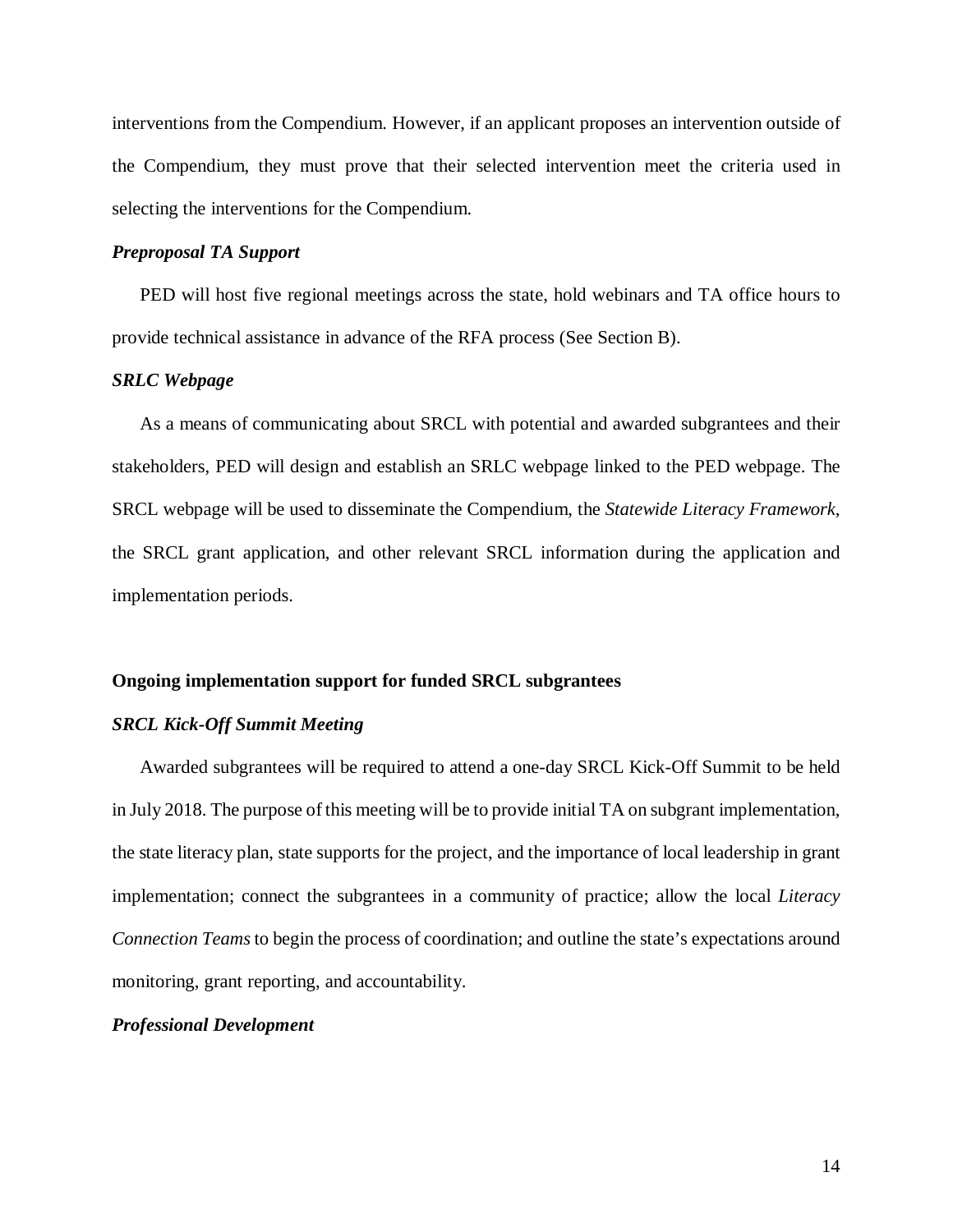interventions from the Compendium. However, if an applicant proposes an intervention outside of the Compendium, they must prove that their selected intervention meet the criteria used in selecting the interventions for the Compendium.

***Preproposal TA Support***

PED will host five regional meetings across the state, hold webinars and TA office hours to provide technical assistance in advance of the RFA process (See Section B).

***SRLC Webpage***

As a means of communicating about SRCL with potential and awarded subgrantees and their stakeholders, PED will design and establish an SRLC webpage linked to the PED webpage. The SRCL webpage will be used to disseminate the Compendium, the *Statewide Literacy Framework*, the SRCL grant application, and other relevant SRCL information during the application and implementation periods.

**Ongoing implementation support for funded SRCL subgrantees**

***SRCL Kick-Off Summit Meeting***

Awarded subgrantees will be required to attend a one-day SRCL Kick-Off Summit to be held in July 2018. The purpose of this meeting will be to provide initial TA on subgrant implementation, the state literacy plan, state supports for the project, and the importance of local leadership in grant implementation; connect the subgrantees in a community of practice; allow the local *Literacy Connection Teams* to begin the process of coordination; and outline the state's expectations around monitoring, grant reporting, and accountability.

***Professional Development***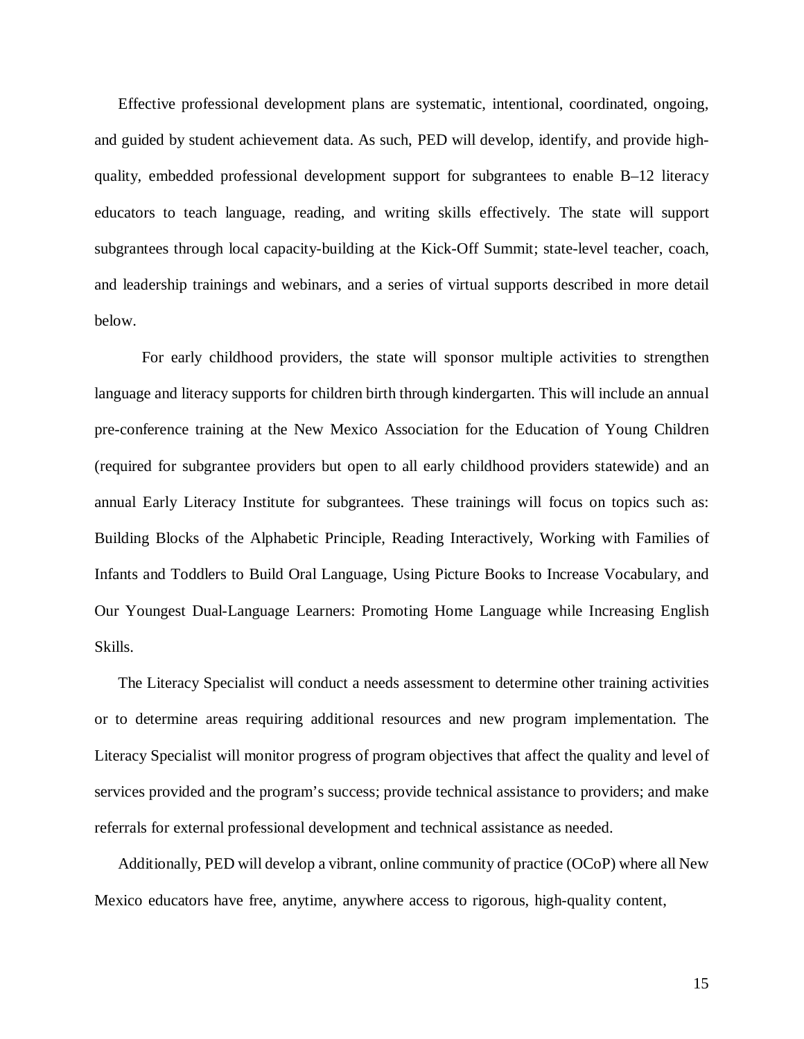Effective professional development plans are systematic, intentional, coordinated, ongoing, and guided by student achievement data. As such, PED will develop, identify, and provide high-quality, embedded professional development support for subgrantees to enable B–12 literacy educators to teach language, reading, and writing skills effectively. The state will support subgrantees through local capacity-building at the Kick-Off Summit; state-level teacher, coach, and leadership trainings and webinars, and a series of virtual supports described in more detail below.

For early childhood providers, the state will sponsor multiple activities to strengthen language and literacy supports for children birth through kindergarten. This will include an annual pre-conference training at the New Mexico Association for the Education of Young Children (required for subgrantee providers but open to all early childhood providers statewide) and an annual Early Literacy Institute for subgrantees. These trainings will focus on topics such as: Building Blocks of the Alphabetic Principle, Reading Interactively, Working with Families of Infants and Toddlers to Build Oral Language, Using Picture Books to Increase Vocabulary, and Our Youngest Dual-Language Learners: Promoting Home Language while Increasing English Skills.

The Literacy Specialist will conduct a needs assessment to determine other training activities or to determine areas requiring additional resources and new program implementation. The Literacy Specialist will monitor progress of program objectives that affect the quality and level of services provided and the program's success; provide technical assistance to providers; and make referrals for external professional development and technical assistance as needed.

Additionally, PED will develop a vibrant, online community of practice (OCoP) where all New Mexico educators have free, anytime, anywhere access to rigorous, high-quality content,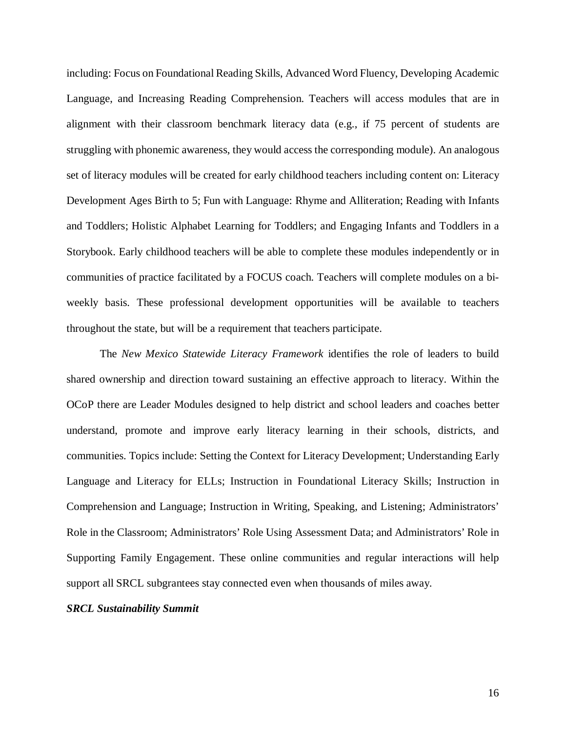including: Focus on Foundational Reading Skills, Advanced Word Fluency, Developing Academic Language, and Increasing Reading Comprehension. Teachers will access modules that are in alignment with their classroom benchmark literacy data (e.g., if 75 percent of students are struggling with phonemic awareness, they would access the corresponding module). An analogous set of literacy modules will be created for early childhood teachers including content on: Literacy Development Ages Birth to 5; Fun with Language: Rhyme and Alliteration; Reading with Infants and Toddlers; Holistic Alphabet Learning for Toddlers; and Engaging Infants and Toddlers in a Storybook. Early childhood teachers will be able to complete these modules independently or in communities of practice facilitated by a FOCUS coach. Teachers will complete modules on a bi-weekly basis. These professional development opportunities will be available to teachers throughout the state, but will be a requirement that teachers participate.

The *New Mexico Statewide Literacy Framework* identifies the role of leaders to build shared ownership and direction toward sustaining an effective approach to literacy. Within the OCoP there are Leader Modules designed to help district and school leaders and coaches better understand, promote and improve early literacy learning in their schools, districts, and communities. Topics include: Setting the Context for Literacy Development; Understanding Early Language and Literacy for ELLs; Instruction in Foundational Literacy Skills; Instruction in Comprehension and Language; Instruction in Writing, Speaking, and Listening; Administrators' Role in the Classroom; Administrators' Role Using Assessment Data; and Administrators' Role in Supporting Family Engagement. These online communities and regular interactions will help support all SRCL subgrantees stay connected even when thousands of miles away.

***SRCL Sustainability Summit***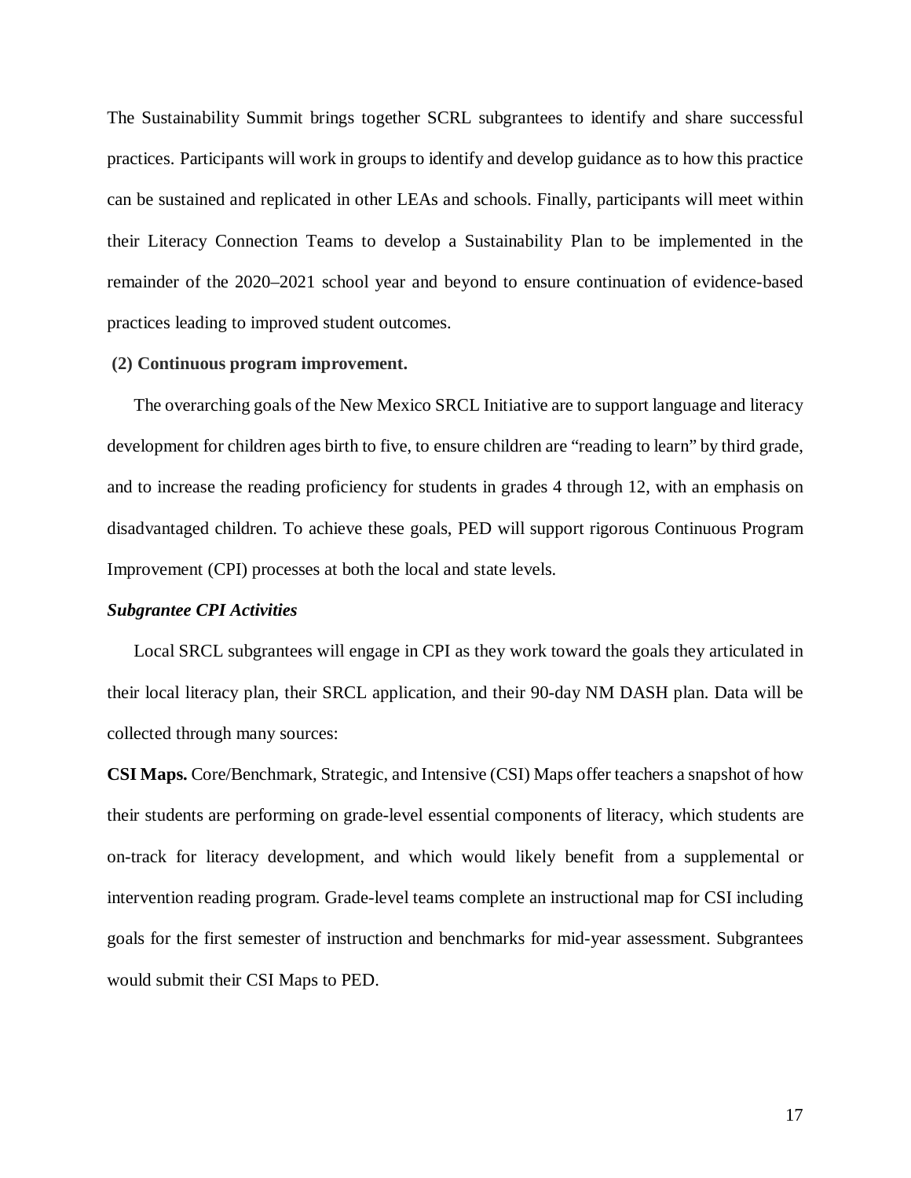The Sustainability Summit brings together SCRL subgrantees to identify and share successful practices. Participants will work in groups to identify and develop guidance as to how this practice can be sustained and replicated in other LEAs and schools. Finally, participants will meet within their Literacy Connection Teams to develop a Sustainability Plan to be implemented in the remainder of the 2020–2021 school year and beyond to ensure continuation of evidence-based practices leading to improved student outcomes.

**(2) Continuous program improvement.**

The overarching goals of the New Mexico SRCL Initiative are to support language and literacy development for children ages birth to five, to ensure children are "reading to learn" by third grade, and to increase the reading proficiency for students in grades 4 through 12, with an emphasis on disadvantaged children. To achieve these goals, PED will support rigorous Continuous Program Improvement (CPI) processes at both the local and state levels.

***Subgrantee CPI Activities***

Local SRCL subgrantees will engage in CPI as they work toward the goals they articulated in their local literacy plan, their SRCL application, and their 90-day NM DASH plan. Data will be collected through many sources:

**CSI Maps.** Core/Benchmark, Strategic, and Intensive (CSI) Maps offer teachers a snapshot of how their students are performing on grade-level essential components of literacy, which students are on-track for literacy development, and which would likely benefit from a supplemental or intervention reading program. Grade-level teams complete an instructional map for CSI including goals for the first semester of instruction and benchmarks for mid-year assessment. Subgrantees would submit their CSI Maps to PED.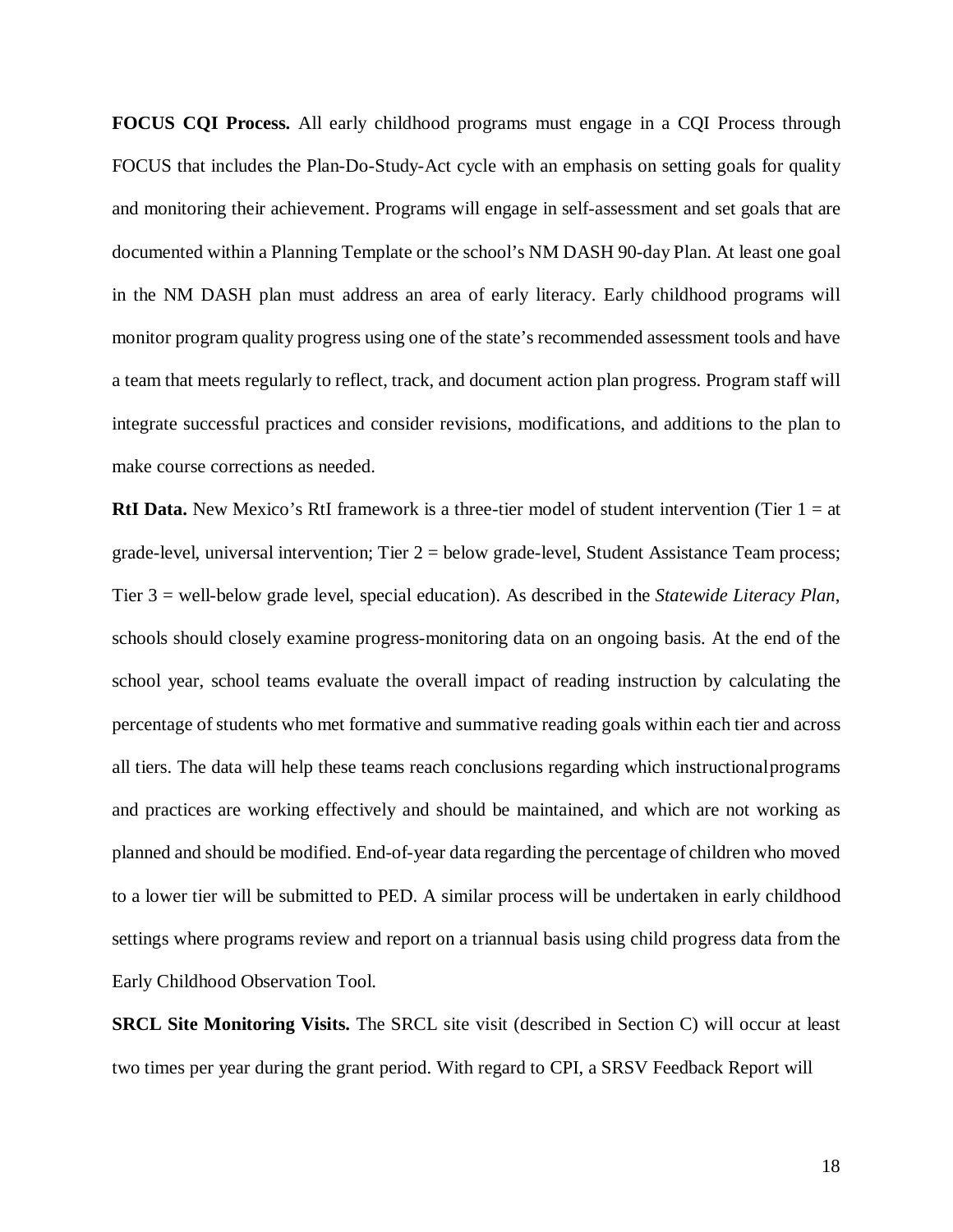**FOCUS CQI Process.** All early childhood programs must engage in a CQI Process through FOCUS that includes the Plan-Do-Study-Act cycle with an emphasis on setting goals for quality and monitoring their achievement. Programs will engage in self-assessment and set goals that are documented within a Planning Template or the school's NM DASH 90-day Plan. At least one goal in the NM DASH plan must address an area of early literacy. Early childhood programs will monitor program quality progress using one of the state's recommended assessment tools and have a team that meets regularly to reflect, track, and document action plan progress. Program staff will integrate successful practices and consider revisions, modifications, and additions to the plan to make course corrections as needed.

**RtI Data.** New Mexico's RtI framework is a three-tier model of student intervention (Tier 1 = at grade-level, universal intervention; Tier 2 = below grade-level, Student Assistance Team process; Tier 3 = well-below grade level, special education). As described in the *Statewide Literacy Plan*, schools should closely examine progress-monitoring data on an ongoing basis. At the end of the school year, school teams evaluate the overall impact of reading instruction by calculating the percentage of students who met formative and summative reading goals within each tier and across all tiers. The data will help these teams reach conclusions regarding which instructional programs and practices are working effectively and should be maintained, and which are not working as planned and should be modified. End-of-year data regarding the percentage of children who moved to a lower tier will be submitted to PED. A similar process will be undertaken in early childhood settings where programs review and report on a triannual basis using child progress data from the Early Childhood Observation Tool.

**SRCL Site Monitoring Visits.** The SRCL site visit (described in Section C) will occur at least two times per year during the grant period. With regard to CPI, a SRSV Feedback Report will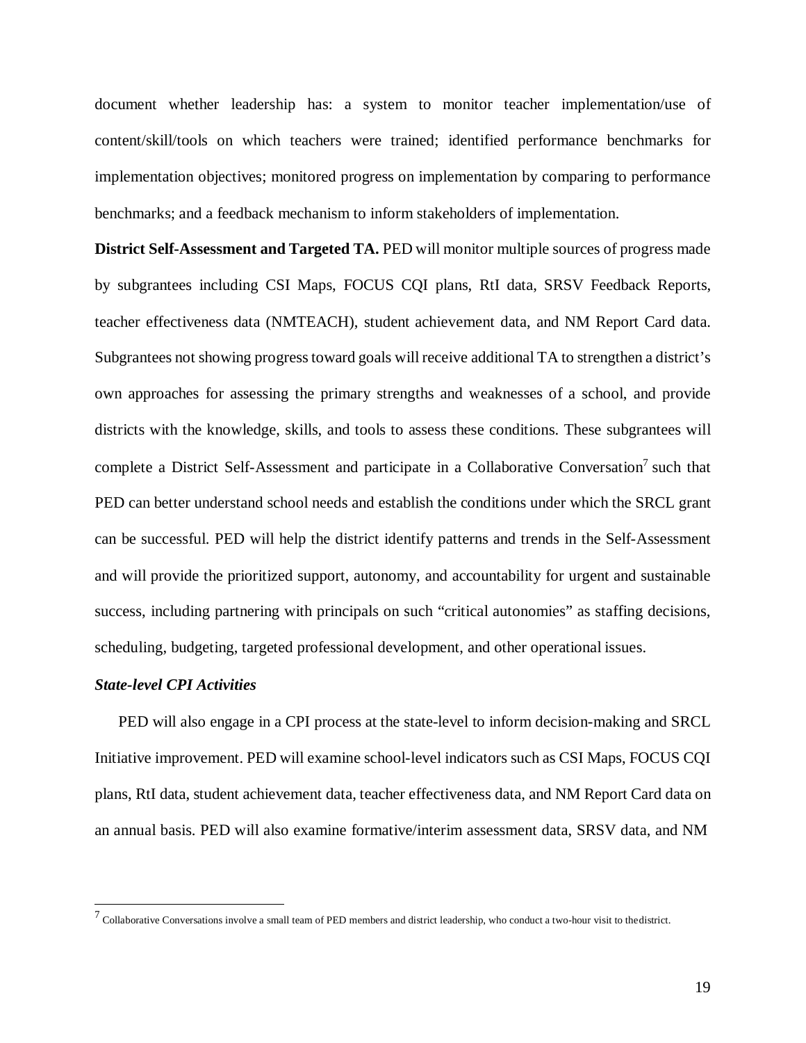document whether leadership has: a system to monitor teacher implementation/use of content/skill/tools on which teachers were trained; identified performance benchmarks for implementation objectives; monitored progress on implementation by comparing to performance benchmarks; and a feedback mechanism to inform stakeholders of implementation.

**District Self-Assessment and Targeted TA.** PED will monitor multiple sources of progress made by subgrantees including CSI Maps, FOCUS CQI plans, RtI data, SRSV Feedback Reports, teacher effectiveness data (NMTEACH), student achievement data, and NM Report Card data. Subgrantees not showing progress toward goals will receive additional TA to strengthen a district's own approaches for assessing the primary strengths and weaknesses of a school, and provide districts with the knowledge, skills, and tools to assess these conditions. These subgrantees will complete a District Self-Assessment and participate in a Collaborative Conversation[7] such that PED can better understand school needs and establish the conditions under which the SRCL grant can be successful. PED will help the district identify patterns and trends in the Self-Assessment and will provide the prioritized support, autonomy, and accountability for urgent and sustainable success, including partnering with principals on such "critical autonomies" as staffing decisions, scheduling, budgeting, targeted professional development, and other operational issues.

***State-level CPI Activities***

PED will also engage in a CPI process at the state-level to inform decision-making and SRCL Initiative improvement. PED will examine school-level indicators such as CSI Maps, FOCUS CQI plans, RtI data, student achievement data, teacher effectiveness data, and NM Report Card data on an annual basis. PED will also examine formative/interim assessment data, SRSV data, and NM

[7] Collaborative Conversations involve a small team of PED members and district leadership, who conduct a two-hour visit to the district.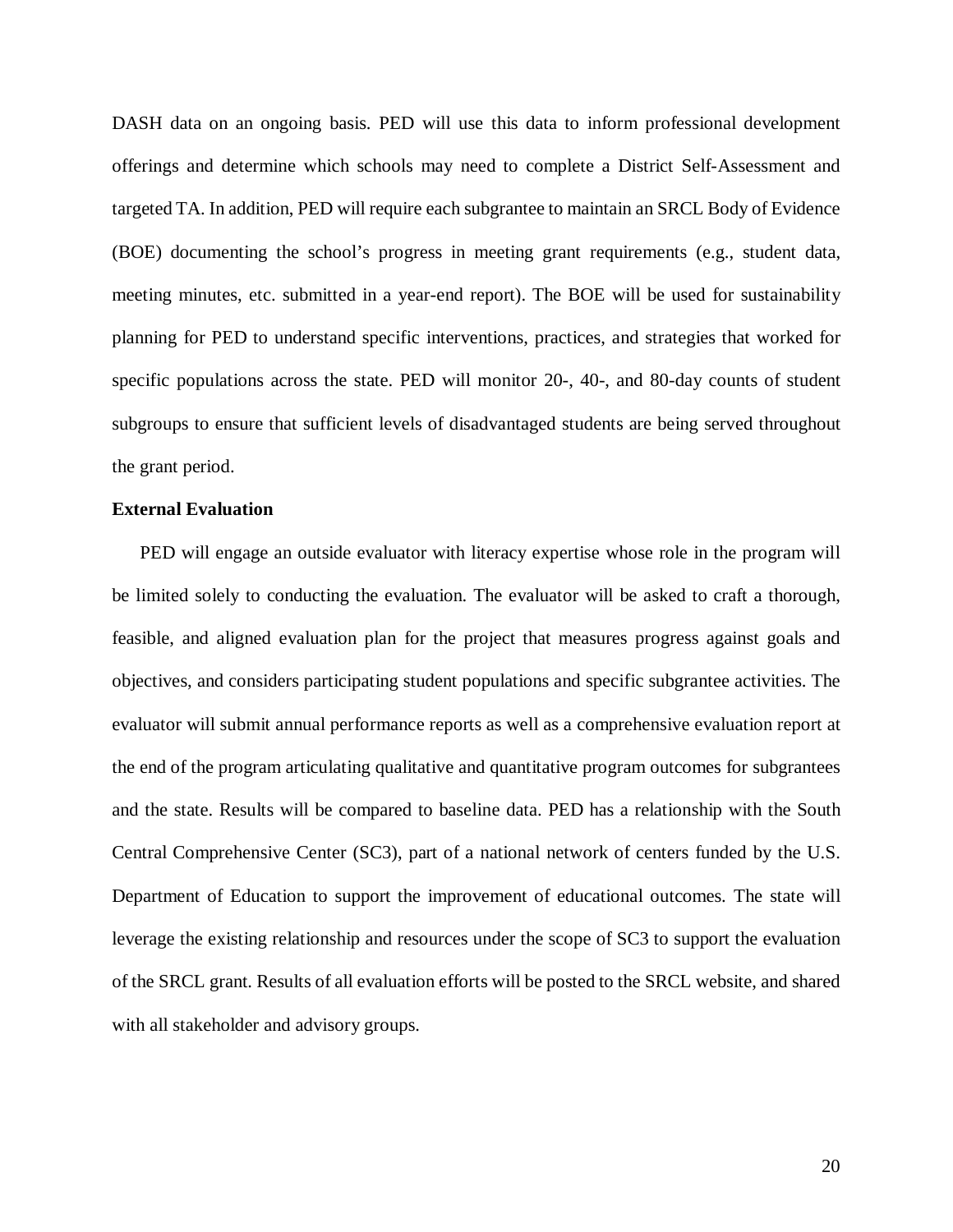DASH data on an ongoing basis. PED will use this data to inform professional development offerings and determine which schools may need to complete a District Self-Assessment and targeted TA. In addition, PED will require each subgrantee to maintain an SRCL Body of Evidence (BOE) documenting the school's progress in meeting grant requirements (e.g., student data, meeting minutes, etc. submitted in a year-end report). The BOE will be used for sustainability planning for PED to understand specific interventions, practices, and strategies that worked for specific populations across the state. PED will monitor 20-, 40-, and 80-day counts of student subgroups to ensure that sufficient levels of disadvantaged students are being served throughout the grant period.

**External Evaluation**

PED will engage an outside evaluator with literacy expertise whose role in the program will be limited solely to conducting the evaluation. The evaluator will be asked to craft a thorough, feasible, and aligned evaluation plan for the project that measures progress against goals and objectives, and considers participating student populations and specific subgrantee activities. The evaluator will submit annual performance reports as well as a comprehensive evaluation report at the end of the program articulating qualitative and quantitative program outcomes for subgrantees and the state. Results will be compared to baseline data. PED has a relationship with the South Central Comprehensive Center (SC3), part of a national network of centers funded by the U.S. Department of Education to support the improvement of educational outcomes. The state will leverage the existing relationship and resources under the scope of SC3 to support the evaluation of the SRCL grant. Results of all evaluation efforts will be posted to the SRCL website, and shared with all stakeholder and advisory groups.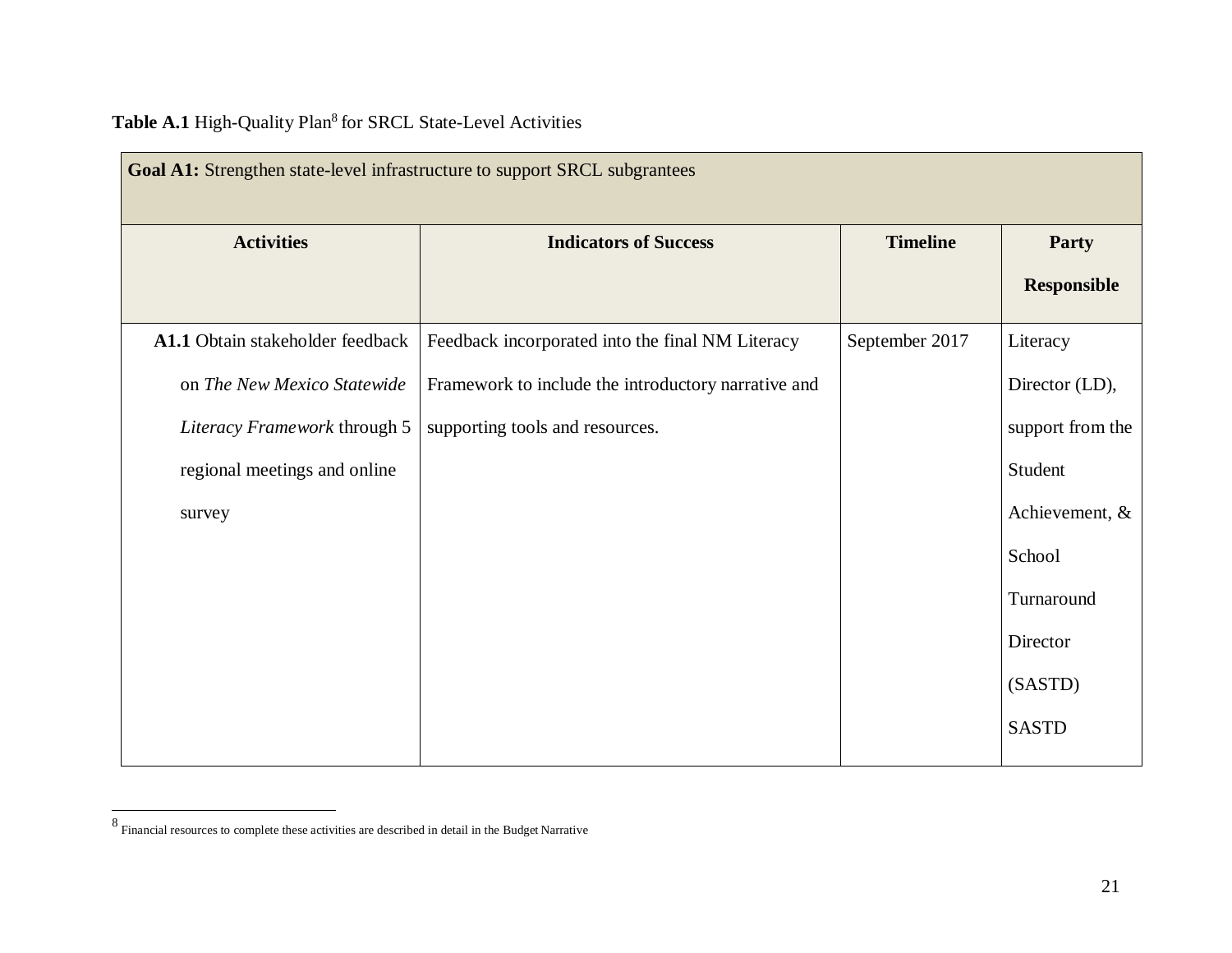**Table A.1** High-Quality Plan[8] for SRCL State-Level Activities

| **Goal A1:** Strengthen state-level infrastructure to support SRCL subgrantees | | | |
|---|---|---|---|
| **Activities** | **Indicators of Success** | **Timeline** | **Party Responsible** |
| **A1.1** Obtain stakeholder feedback on *The New Mexico Statewide Literacy Framework* through 5 regional meetings and online survey | Feedback incorporated into the final NM Literacy Framework to include the introductory narrative and supporting tools and resources. | September 2017 | Literacy Director (LD), support from the Student Achievement, & School Turnaround Director (SASTD) SASTD |

[8] Financial resources to complete these activities are described in detail in the Budget Narrative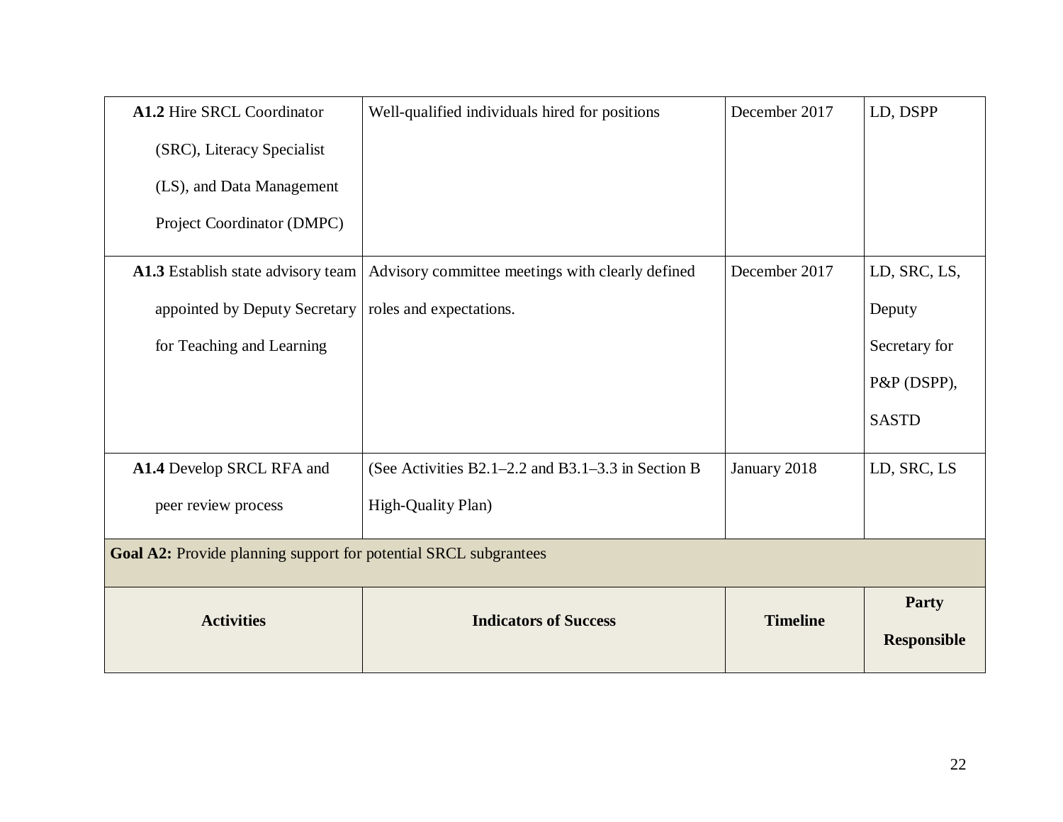| **A1.2** Hire SRCL Coordinator (SRC), Literacy Specialist (LS), and Data Management Project Coordinator (DMPC) | Well-qualified individuals hired for positions | December 2017 | LD, DSPP |
|---|---|---|---|
| **A1.3** Establish state advisory team appointed by Deputy Secretary for Teaching and Learning | Advisory committee meetings with clearly defined roles and expectations. | December 2017 | LD, SRC, LS, Deputy Secretary for P&P (DSPP), SASTD |
| **A1.4** Develop SRCL RFA and peer review process | (See Activities B2.1–2.2 and B3.1–3.3 in Section B High-Quality Plan) | January 2018 | LD, SRC, LS |
| **Goal A2:** Provide planning support for potential SRCL subgrantees | | | |
| **Activities** | **Indicators of Success** | **Timeline** | **Party Responsible** |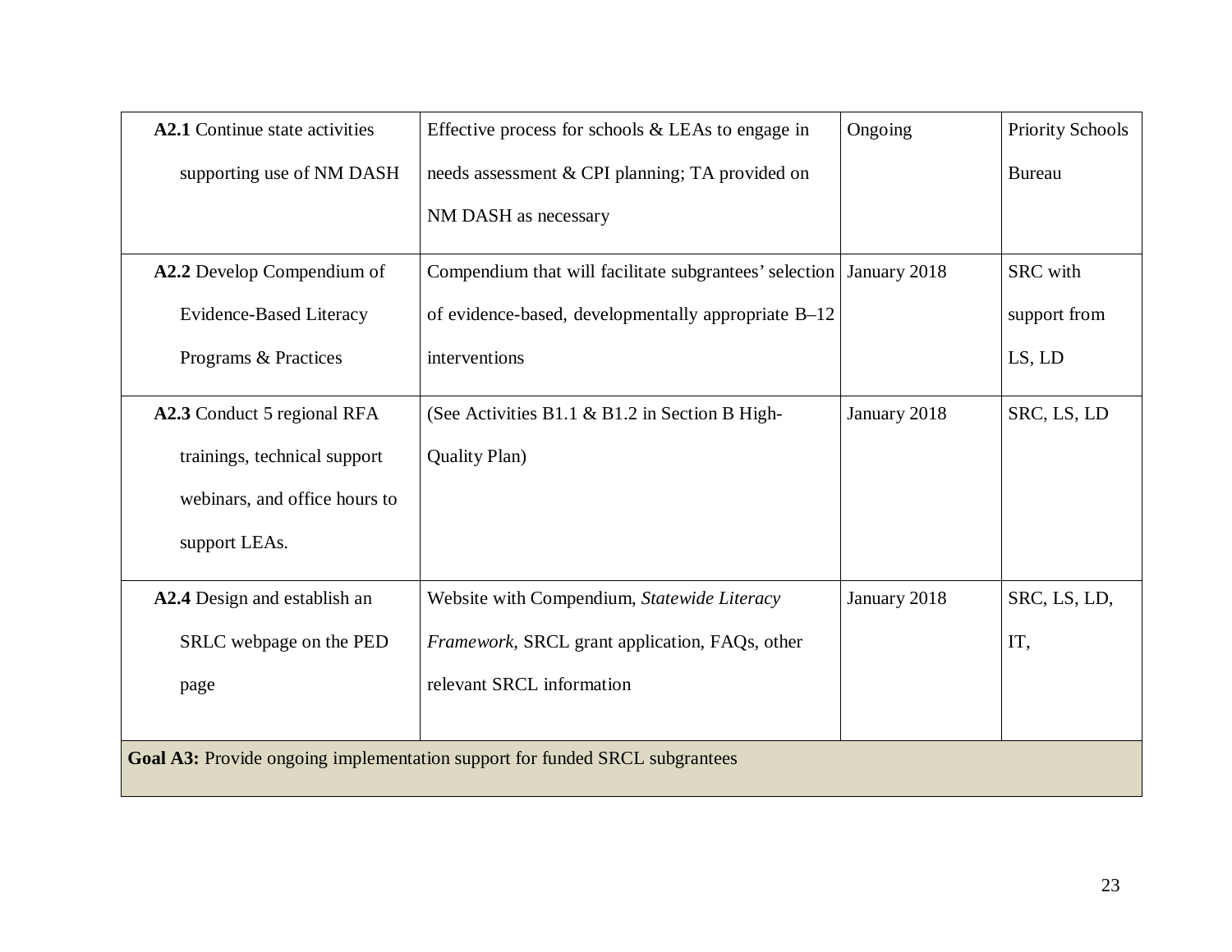| | | | |
|---|---|---|---|
| **A2.1** Continue state activities supporting use of NM DASH | Effective process for schools & LEAs to engage in needs assessment & CPI planning; TA provided on NM DASH as necessary | Ongoing | Priority Schools Bureau |
| **A2.2** Develop Compendium of Evidence-Based Literacy Programs & Practices | Compendium that will facilitate subgrantees' selection of evidence-based, developmentally appropriate B–12 interventions | January 2018 | SRC with support from LS, LD |
| **A2.3** Conduct 5 regional RFA trainings, technical support webinars, and office hours to support LEAs. | (See Activities B1.1 & B1.2 in Section B High-Quality Plan) | January 2018 | SRC, LS, LD |
| **A2.4** Design and establish an SRLC webpage on the PED page | Website with Compendium, *Statewide Literacy Framework*, SRCL grant application, FAQs, other relevant SRCL information | January 2018 | SRC, LS, LD, IT, |
| **Goal A3:** Provide ongoing implementation support for funded SRCL subgrantees | | | |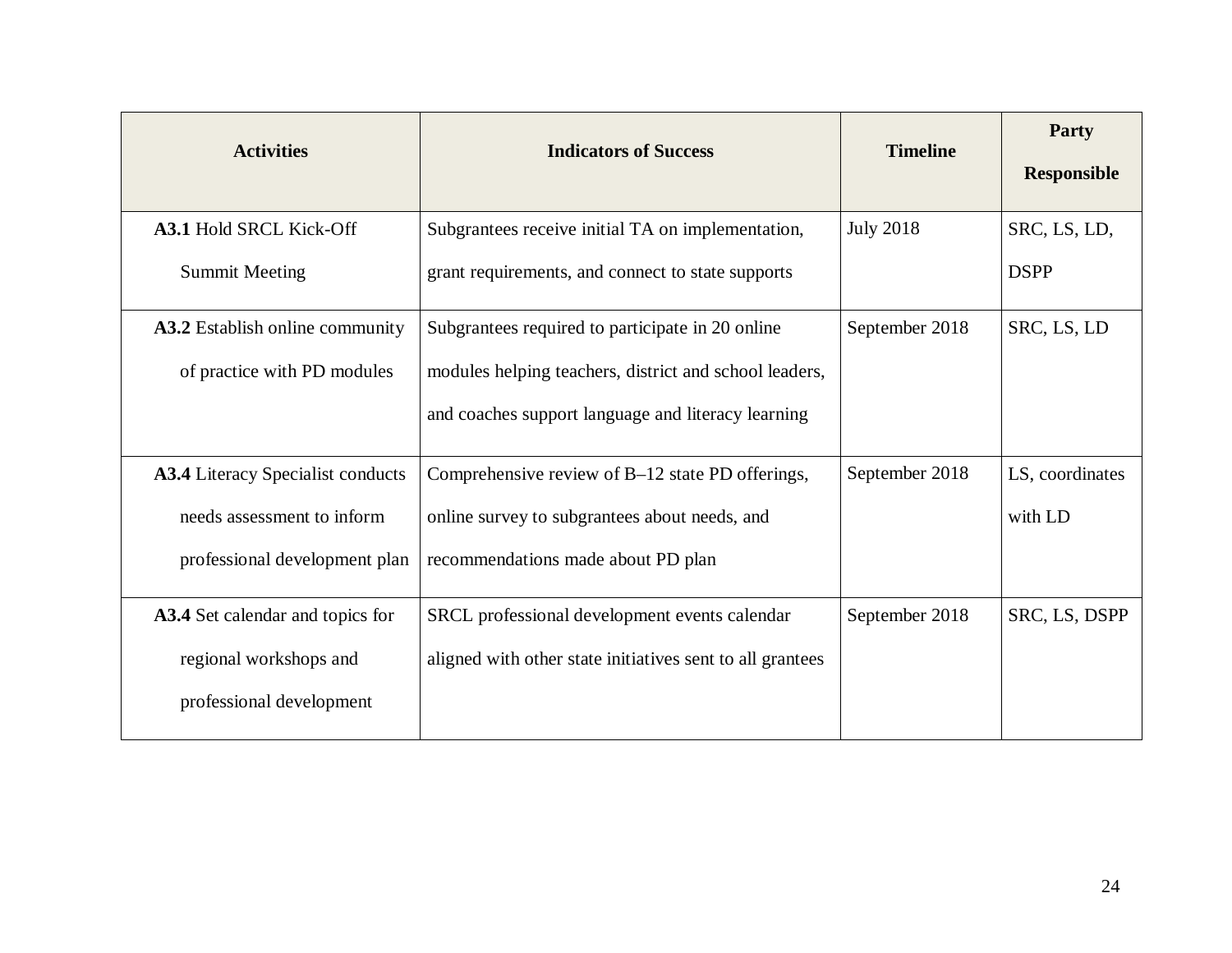| Activities | Indicators of Success | Timeline | Party Responsible |
|---|---|---|---|
| **A3.1** Hold SRCL Kick-Off Summit Meeting | Subgrantees receive initial TA on implementation, grant requirements, and connect to state supports | July 2018 | SRC, LS, LD, DSPP |
| **A3.2** Establish online community of practice with PD modules | Subgrantees required to participate in 20 online modules helping teachers, district and school leaders, and coaches support language and literacy learning | September 2018 | SRC, LS, LD |
| **A3.4** Literacy Specialist conducts needs assessment to inform professional development plan | Comprehensive review of B–12 state PD offerings, online survey to subgrantees about needs, and recommendations made about PD plan | September 2018 | LS, coordinates with LD |
| **A3.4** Set calendar and topics for regional workshops and professional development | SRCL professional development events calendar aligned with other state initiatives sent to all grantees | September 2018 | SRC, LS, DSPP |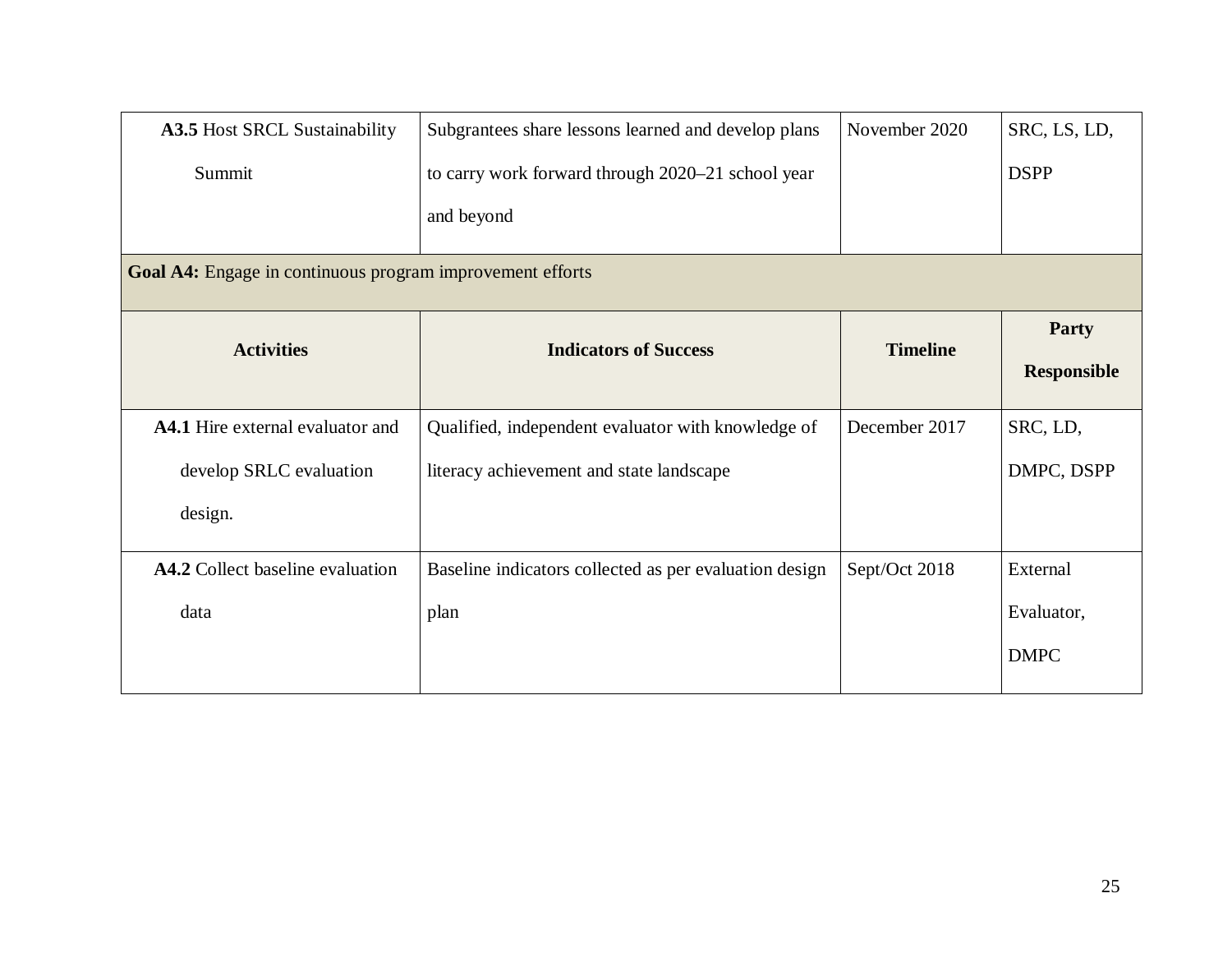| | | | |
|---|---|---|---|
| **A3.5** Host SRCL Sustainability Summit | Subgrantees share lessons learned and develop plans to carry work forward through 2020–21 school year and beyond | November 2020 | SRC, LS, LD, DSPP |
| **Goal A4:** Engage in continuous program improvement efforts | | | |
| **Activities** | **Indicators of Success** | **Timeline** | **Party Responsible** |
| **A4.1** Hire external evaluator and develop SRLC evaluation design. | Qualified, independent evaluator with knowledge of literacy achievement and state landscape | December 2017 | SRC, LD, DMPC, DSPP |
| **A4.2** Collect baseline evaluation data | Baseline indicators collected as per evaluation design plan | Sept/Oct 2018 | External Evaluator, DMPC |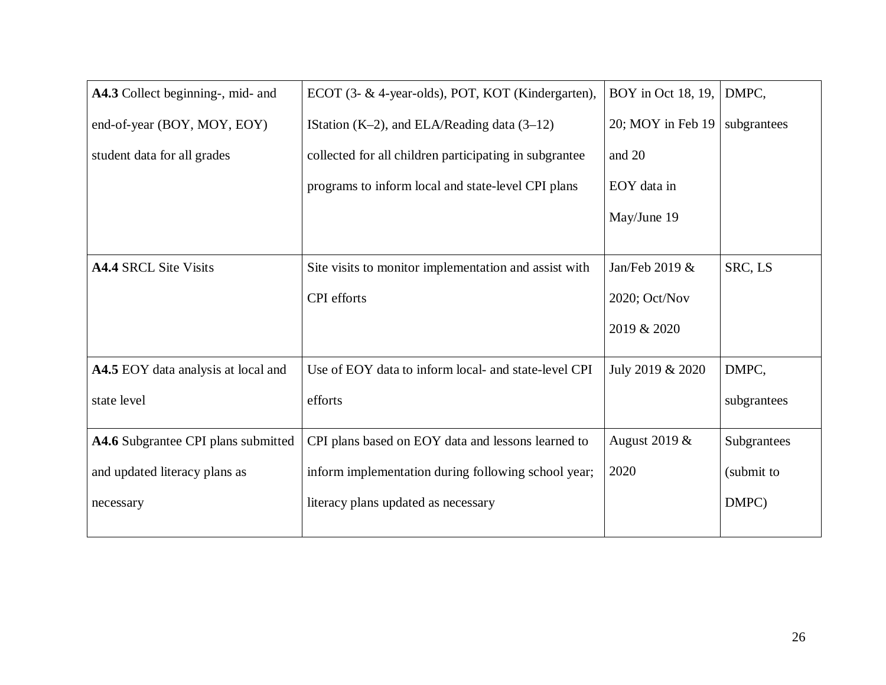| **A4.3** Collect beginning-, mid- and end-of-year (BOY, MOY, EOY) student data for all grades | ECOT (3- & 4-year-olds), POT, KOT (Kindergarten), IStation (K–2), and ELA/Reading data (3–12) collected for all children participating in subgrantee programs to inform local and state-level CPI plans | BOY in Oct 18, 19, 20; MOY in Feb 19 and 20 EOY data in May/June 19 | DMPC, subgrantees |
|---|---|---|---|
| **A4.4** SRCL Site Visits | Site visits to monitor implementation and assist with CPI efforts | Jan/Feb 2019 & 2020; Oct/Nov 2019 & 2020 | SRC, LS |
| **A4.5** EOY data analysis at local and state level | Use of EOY data to inform local- and state-level CPI efforts | July 2019 & 2020 | DMPC, subgrantees |
| **A4.6** Subgrantee CPI plans submitted and updated literacy plans as necessary | CPI plans based on EOY data and lessons learned to inform implementation during following school year; literacy plans updated as necessary | August 2019 & 2020 | Subgrantees (submit to DMPC) |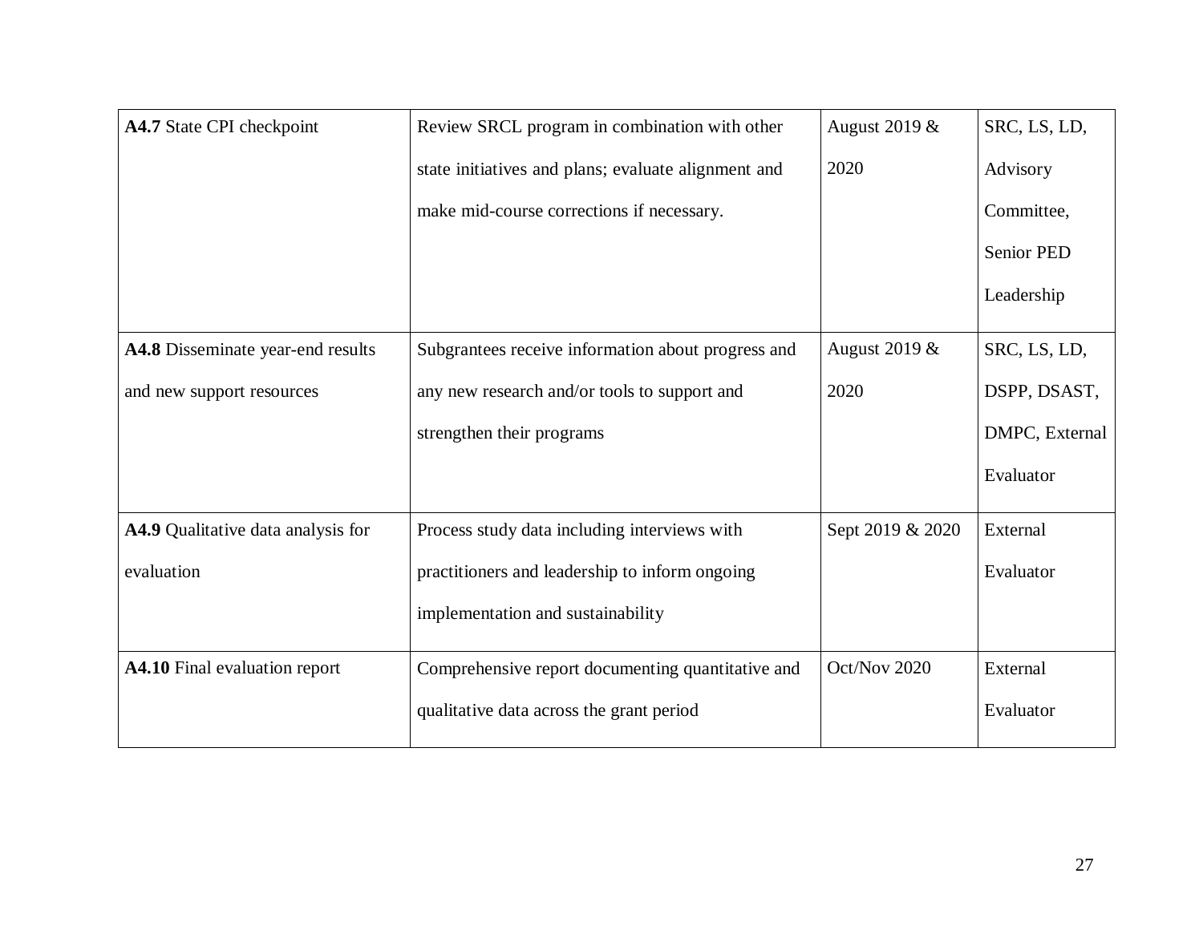| **A4.7** State CPI checkpoint | Review SRCL program in combination with other state initiatives and plans; evaluate alignment and make mid-course corrections if necessary. | August 2019 & 2020 | SRC, LS, LD, Advisory Committee, Senior PED Leadership |
|---|---|---|---|
| **A4.8** Disseminate year-end results and new support resources | Subgrantees receive information about progress and any new research and/or tools to support and strengthen their programs | August 2019 & 2020 | SRC, LS, LD, DSPP, DSAST, DMPC, External Evaluator |
| **A4.9** Qualitative data analysis for evaluation | Process study data including interviews with practitioners and leadership to inform ongoing implementation and sustainability | Sept 2019 & 2020 | External Evaluator |
| **A4.10** Final evaluation report | Comprehensive report documenting quantitative and qualitative data across the grant period | Oct/Nov 2020 | External Evaluator |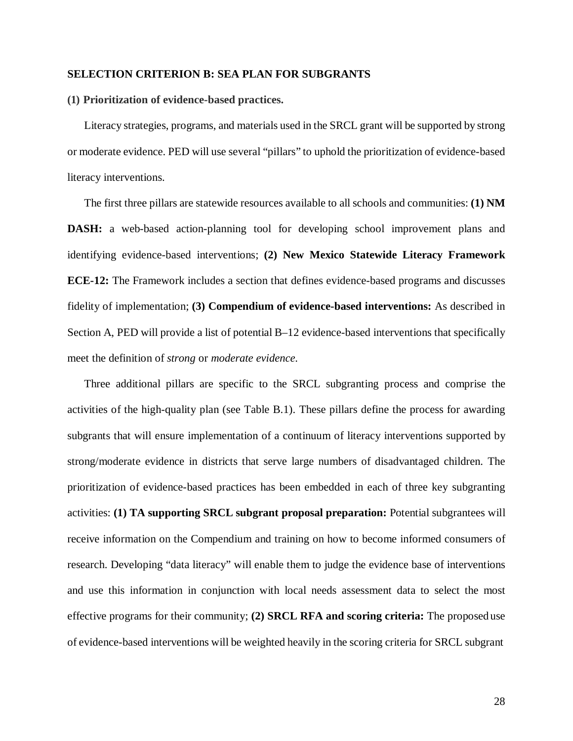## SELECTION CRITERION B: SEA PLAN FOR SUBGRANTS

### (1) Prioritization of evidence-based practices.

Literacy strategies, programs, and materials used in the SRCL grant will be supported by strong or moderate evidence. PED will use several "pillars" to uphold the prioritization of evidence-based literacy interventions.

The first three pillars are statewide resources available to all schools and communities: **(1) NM DASH:** a web-based action-planning tool for developing school improvement plans and identifying evidence-based interventions; **(2) New Mexico Statewide Literacy Framework ECE-12:** The Framework includes a section that defines evidence-based programs and discusses fidelity of implementation; **(3) Compendium of evidence-based interventions:** As described in Section A, PED will provide a list of potential B–12 evidence-based interventions that specifically meet the definition of *strong* or *moderate evidence*.

Three additional pillars are specific to the SRCL subgranting process and comprise the activities of the high-quality plan (see Table B.1). These pillars define the process for awarding subgrants that will ensure implementation of a continuum of literacy interventions supported by strong/moderate evidence in districts that serve large numbers of disadvantaged children. The prioritization of evidence-based practices has been embedded in each of three key subgranting activities: **(1) TA supporting SRCL subgrant proposal preparation:** Potential subgrantees will receive information on the Compendium and training on how to become informed consumers of research. Developing "data literacy" will enable them to judge the evidence base of interventions and use this information in conjunction with local needs assessment data to select the most effective programs for their community; **(2) SRCL RFA and scoring criteria:** The proposed use of evidence-based interventions will be weighted heavily in the scoring criteria for SRCL subgrant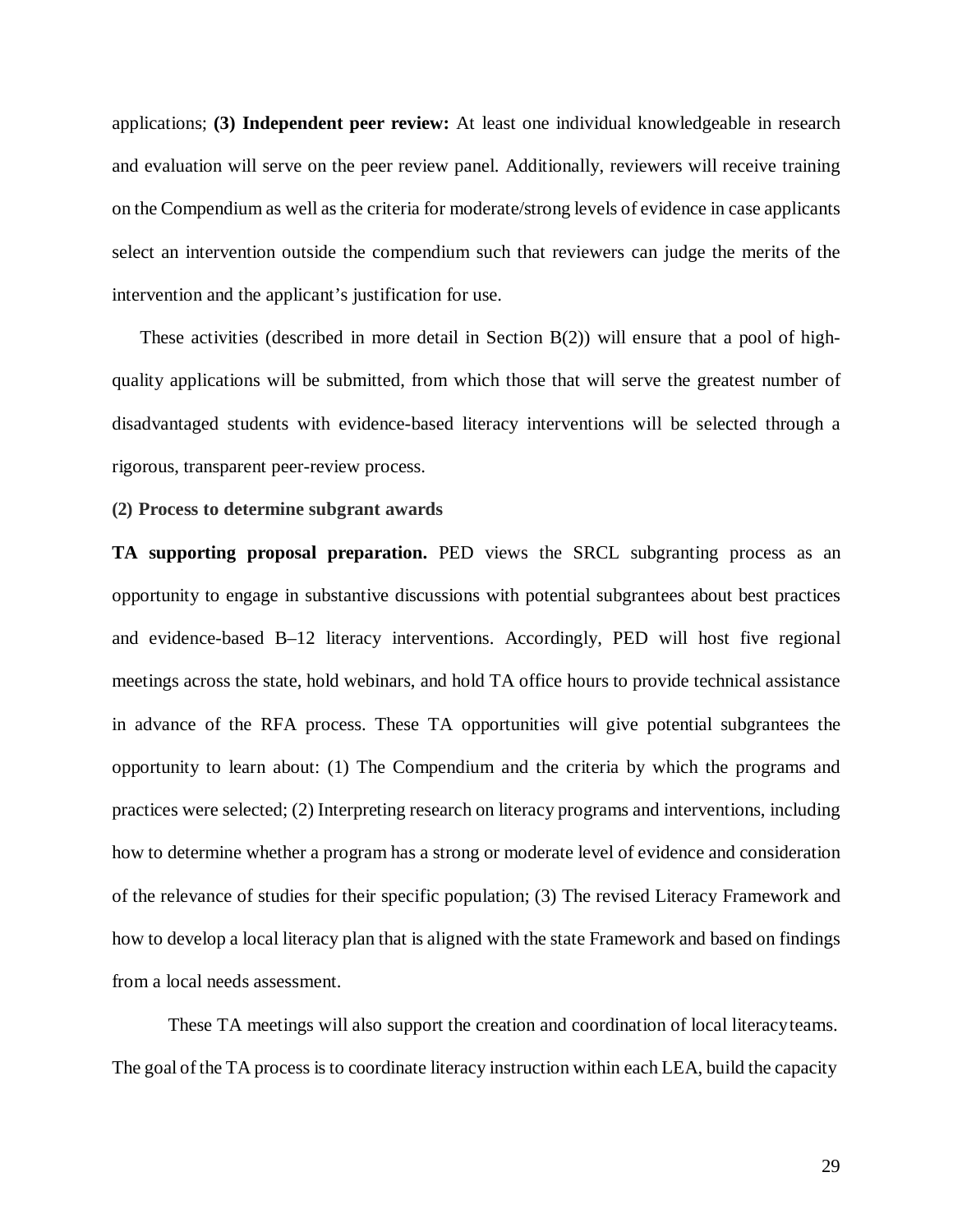applications; **(3) Independent peer review:** At least one individual knowledgeable in research and evaluation will serve on the peer review panel. Additionally, reviewers will receive training on the Compendium as well as the criteria for moderate/strong levels of evidence in case applicants select an intervention outside the compendium such that reviewers can judge the merits of the intervention and the applicant's justification for use.

These activities (described in more detail in Section B(2)) will ensure that a pool of high-quality applications will be submitted, from which those that will serve the greatest number of disadvantaged students with evidence-based literacy interventions will be selected through a rigorous, transparent peer-review process.

**(2) Process to determine subgrant awards**

**TA supporting proposal preparation.** PED views the SRCL subgranting process as an opportunity to engage in substantive discussions with potential subgrantees about best practices and evidence-based B–12 literacy interventions. Accordingly, PED will host five regional meetings across the state, hold webinars, and hold TA office hours to provide technical assistance in advance of the RFA process. These TA opportunities will give potential subgrantees the opportunity to learn about: (1) The Compendium and the criteria by which the programs and practices were selected; (2) Interpreting research on literacy programs and interventions, including how to determine whether a program has a strong or moderate level of evidence and consideration of the relevance of studies for their specific population; (3) The revised Literacy Framework and how to develop a local literacy plan that is aligned with the state Framework and based on findings from a local needs assessment.

These TA meetings will also support the creation and coordination of local literacy teams. The goal of the TA process is to coordinate literacy instruction within each LEA, build the capacity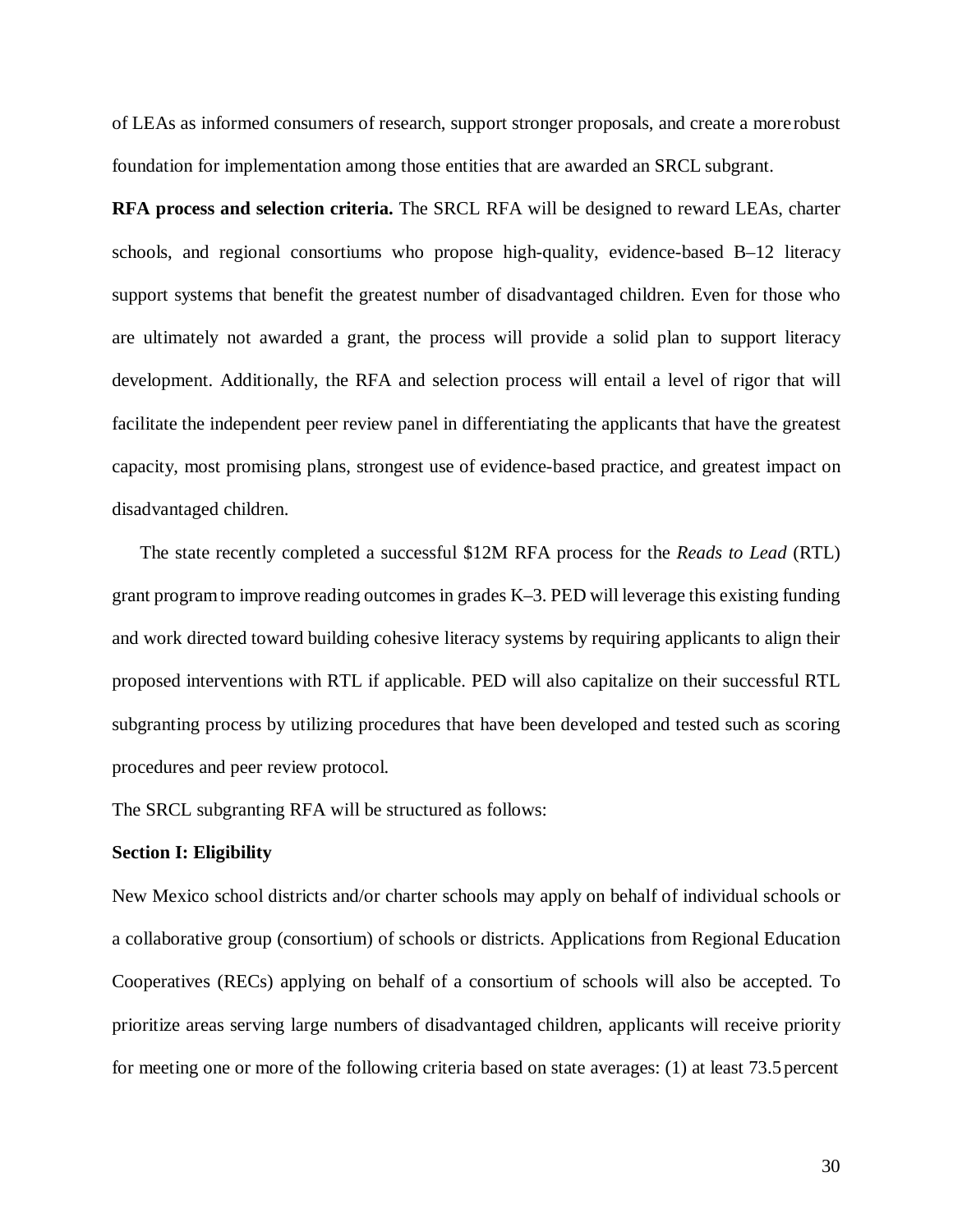of LEAs as informed consumers of research, support stronger proposals, and create a more robust foundation for implementation among those entities that are awarded an SRCL subgrant.

**RFA process and selection criteria.** The SRCL RFA will be designed to reward LEAs, charter schools, and regional consortiums who propose high-quality, evidence-based B–12 literacy support systems that benefit the greatest number of disadvantaged children. Even for those who are ultimately not awarded a grant, the process will provide a solid plan to support literacy development. Additionally, the RFA and selection process will entail a level of rigor that will facilitate the independent peer review panel in differentiating the applicants that have the greatest capacity, most promising plans, strongest use of evidence-based practice, and greatest impact on disadvantaged children.

The state recently completed a successful $12M RFA process for the *Reads to Lead* (RTL) grant program to improve reading outcomes in grades K–3. PED will leverage this existing funding and work directed toward building cohesive literacy systems by requiring applicants to align their proposed interventions with RTL if applicable. PED will also capitalize on their successful RTL subgranting process by utilizing procedures that have been developed and tested such as scoring procedures and peer review protocol.

The SRCL subgranting RFA will be structured as follows:

**Section I: Eligibility**

New Mexico school districts and/or charter schools may apply on behalf of individual schools or a collaborative group (consortium) of schools or districts. Applications from Regional Education Cooperatives (RECs) applying on behalf of a consortium of schools will also be accepted. To prioritize areas serving large numbers of disadvantaged children, applicants will receive priority for meeting one or more of the following criteria based on state averages: (1) at least 73.5 percent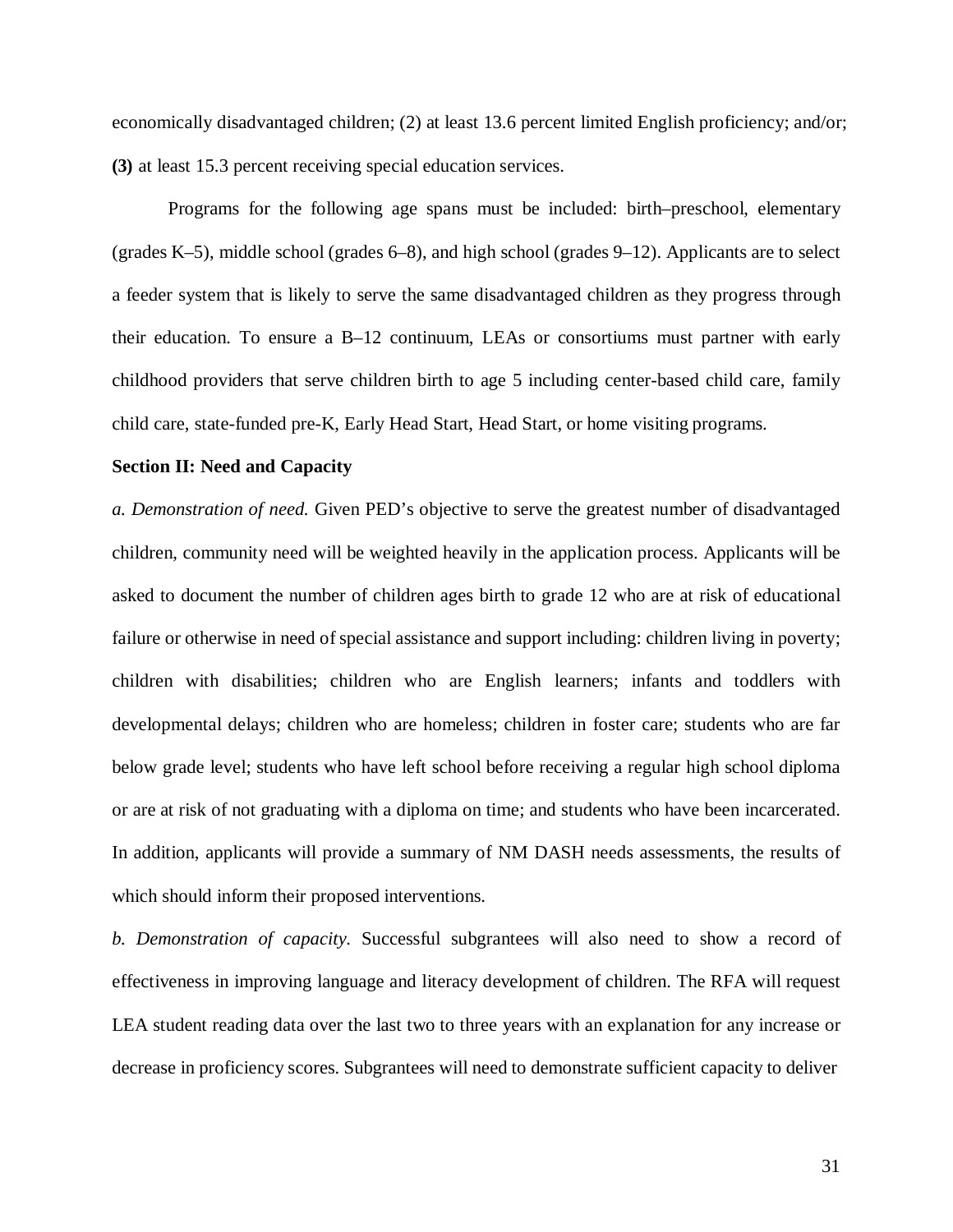economically disadvantaged children; (2) at least 13.6 percent limited English proficiency; and/or; **(3)** at least 15.3 percent receiving special education services.

Programs for the following age spans must be included: birth–preschool, elementary (grades K–5), middle school (grades 6–8), and high school (grades 9–12). Applicants are to select a feeder system that is likely to serve the same disadvantaged children as they progress through their education. To ensure a B–12 continuum, LEAs or consortiums must partner with early childhood providers that serve children birth to age 5 including center-based child care, family child care, state-funded pre-K, Early Head Start, Head Start, or home visiting programs.

**Section II: Need and Capacity**

*a. Demonstration of need.* Given PED's objective to serve the greatest number of disadvantaged children, community need will be weighted heavily in the application process. Applicants will be asked to document the number of children ages birth to grade 12 who are at risk of educational failure or otherwise in need of special assistance and support including: children living in poverty; children with disabilities; children who are English learners; infants and toddlers with developmental delays; children who are homeless; children in foster care; students who are far below grade level; students who have left school before receiving a regular high school diploma or are at risk of not graduating with a diploma on time; and students who have been incarcerated. In addition, applicants will provide a summary of NM DASH needs assessments, the results of which should inform their proposed interventions.

*b. Demonstration of capacity.* Successful subgrantees will also need to show a record of effectiveness in improving language and literacy development of children. The RFA will request LEA student reading data over the last two to three years with an explanation for any increase or decrease in proficiency scores. Subgrantees will need to demonstrate sufficient capacity to deliver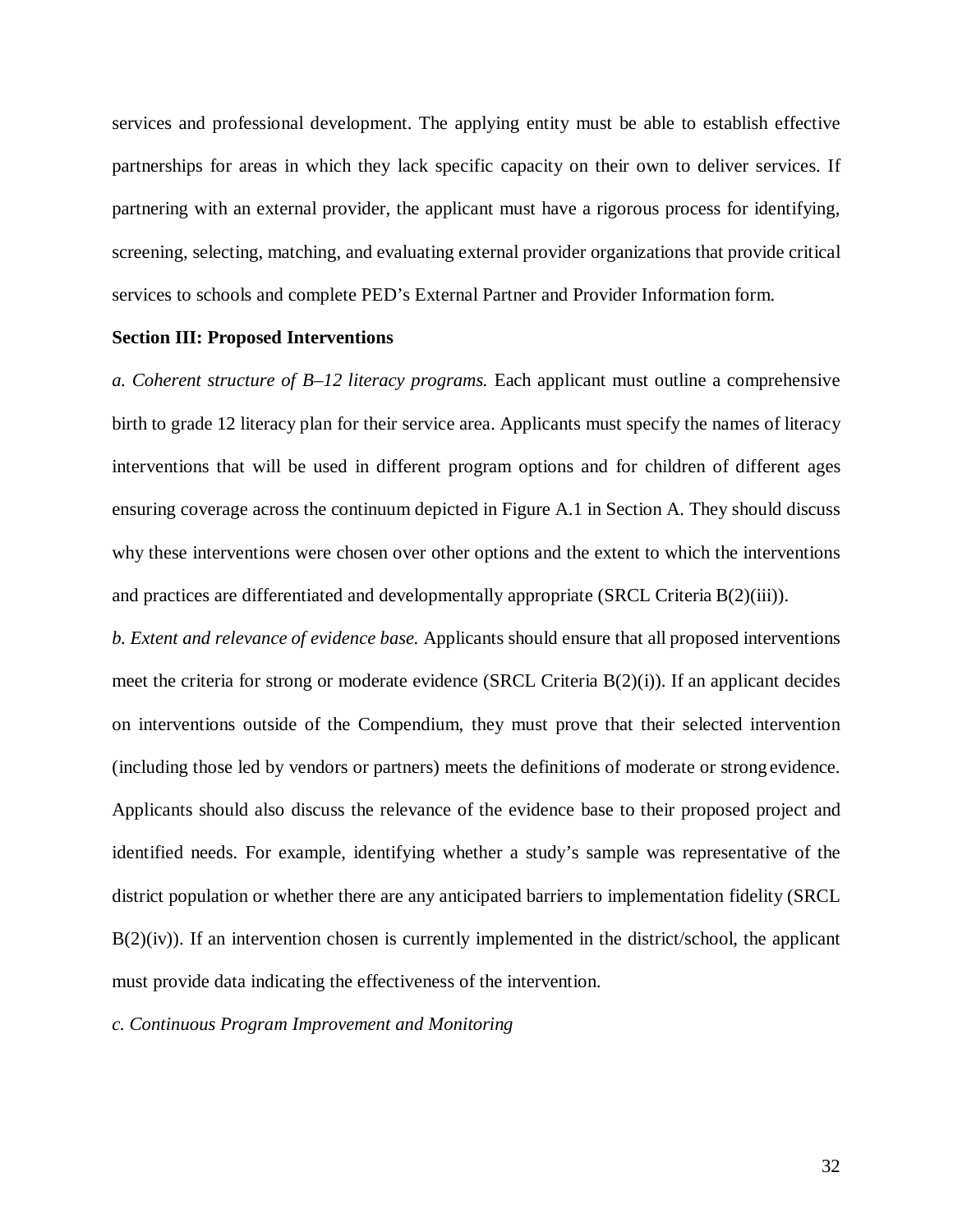services and professional development. The applying entity must be able to establish effective partnerships for areas in which they lack specific capacity on their own to deliver services. If partnering with an external provider, the applicant must have a rigorous process for identifying, screening, selecting, matching, and evaluating external provider organizations that provide critical services to schools and complete PED's External Partner and Provider Information form.

**Section III: Proposed Interventions**

*a. Coherent structure of B–12 literacy programs.* Each applicant must outline a comprehensive birth to grade 12 literacy plan for their service area. Applicants must specify the names of literacy interventions that will be used in different program options and for children of different ages ensuring coverage across the continuum depicted in Figure A.1 in Section A. They should discuss why these interventions were chosen over other options and the extent to which the interventions and practices are differentiated and developmentally appropriate (SRCL Criteria B(2)(iii)).

*b. Extent and relevance of evidence base.* Applicants should ensure that all proposed interventions meet the criteria for strong or moderate evidence (SRCL Criteria B(2)(i)). If an applicant decides on interventions outside of the Compendium, they must prove that their selected intervention (including those led by vendors or partners) meets the definitions of moderate or strong evidence. Applicants should also discuss the relevance of the evidence base to their proposed project and identified needs. For example, identifying whether a study's sample was representative of the district population or whether there are any anticipated barriers to implementation fidelity (SRCL B(2)(iv)). If an intervention chosen is currently implemented in the district/school, the applicant must provide data indicating the effectiveness of the intervention.

*c. Continuous Program Improvement and Monitoring*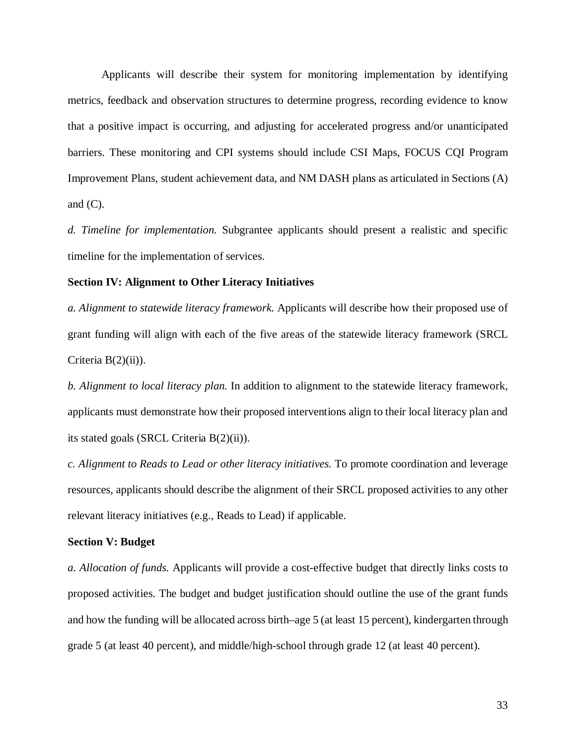Applicants will describe their system for monitoring implementation by identifying metrics, feedback and observation structures to determine progress, recording evidence to know that a positive impact is occurring, and adjusting for accelerated progress and/or unanticipated barriers. These monitoring and CPI systems should include CSI Maps, FOCUS CQI Program Improvement Plans, student achievement data, and NM DASH plans as articulated in Sections (A) and (C).

*d. Timeline for implementation.* Subgrantee applicants should present a realistic and specific timeline for the implementation of services.

**Section IV: Alignment to Other Literacy Initiatives**

*a. Alignment to statewide literacy framework.* Applicants will describe how their proposed use of grant funding will align with each of the five areas of the statewide literacy framework (SRCL Criteria B(2)(ii)).

*b. Alignment to local literacy plan.* In addition to alignment to the statewide literacy framework, applicants must demonstrate how their proposed interventions align to their local literacy plan and its stated goals (SRCL Criteria B(2)(ii)).

*c. Alignment to Reads to Lead or other literacy initiatives.* To promote coordination and leverage resources, applicants should describe the alignment of their SRCL proposed activities to any other relevant literacy initiatives (e.g., Reads to Lead) if applicable.

**Section V: Budget**

*a. Allocation of funds.* Applicants will provide a cost-effective budget that directly links costs to proposed activities. The budget and budget justification should outline the use of the grant funds and how the funding will be allocated across birth–age 5 (at least 15 percent), kindergarten through grade 5 (at least 40 percent), and middle/high-school through grade 12 (at least 40 percent).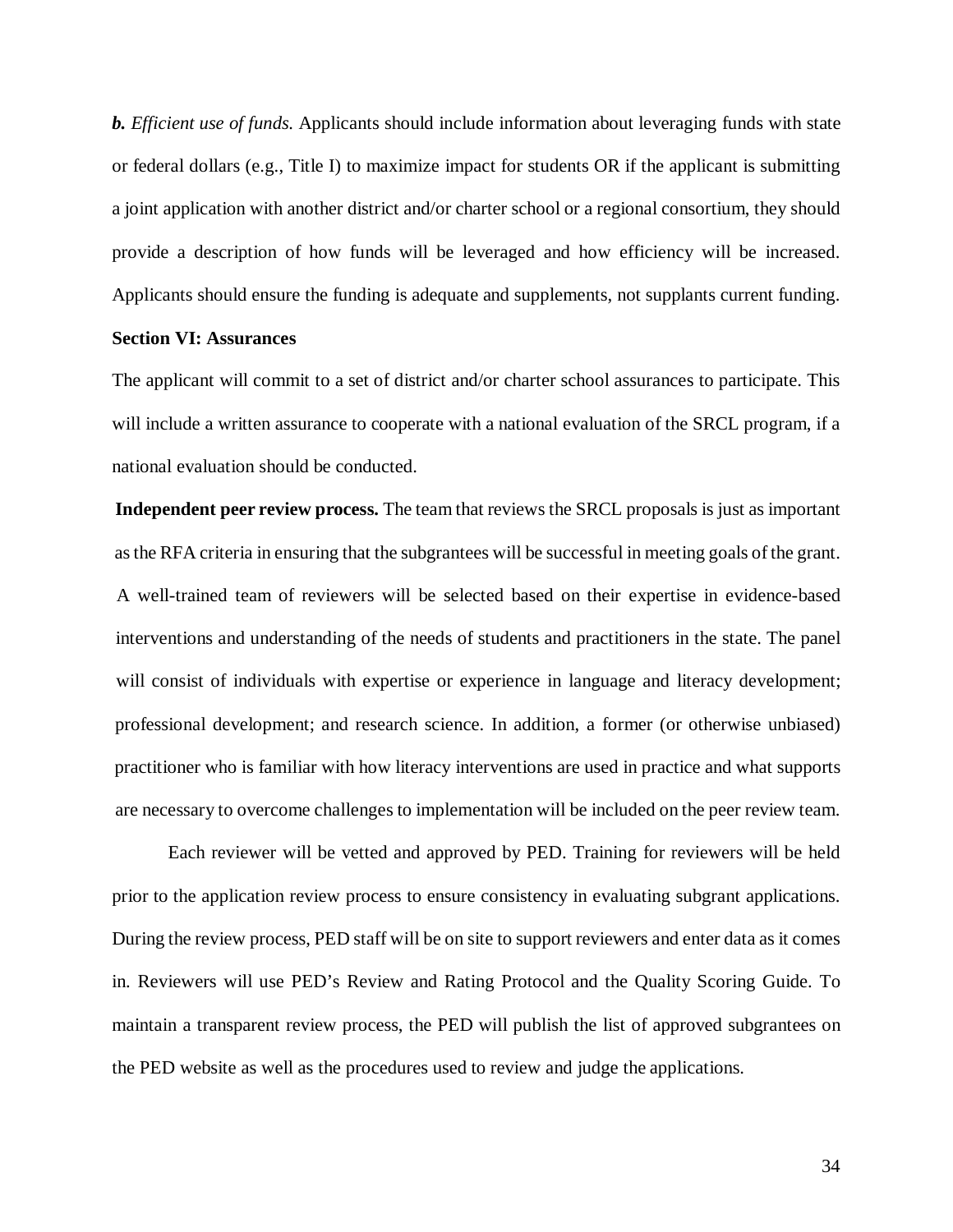***b.*** *Efficient use of funds.* Applicants should include information about leveraging funds with state or federal dollars (e.g., Title I) to maximize impact for students OR if the applicant is submitting a joint application with another district and/or charter school or a regional consortium, they should provide a description of how funds will be leveraged and how efficiency will be increased. Applicants should ensure the funding is adequate and supplements, not supplants current funding.

**Section VI: Assurances**

The applicant will commit to a set of district and/or charter school assurances to participate. This will include a written assurance to cooperate with a national evaluation of the SRCL program, if a national evaluation should be conducted.

**Independent peer review process.** The team that reviews the SRCL proposals is just as important as the RFA criteria in ensuring that the subgrantees will be successful in meeting goals of the grant. A well-trained team of reviewers will be selected based on their expertise in evidence-based interventions and understanding of the needs of students and practitioners in the state. The panel will consist of individuals with expertise or experience in language and literacy development; professional development; and research science. In addition, a former (or otherwise unbiased) practitioner who is familiar with how literacy interventions are used in practice and what supports are necessary to overcome challenges to implementation will be included on the peer review team.

Each reviewer will be vetted and approved by PED. Training for reviewers will be held prior to the application review process to ensure consistency in evaluating subgrant applications. During the review process, PED staff will be on site to support reviewers and enter data as it comes in. Reviewers will use PED's Review and Rating Protocol and the Quality Scoring Guide. To maintain a transparent review process, the PED will publish the list of approved subgrantees on the PED website as well as the procedures used to review and judge the applications.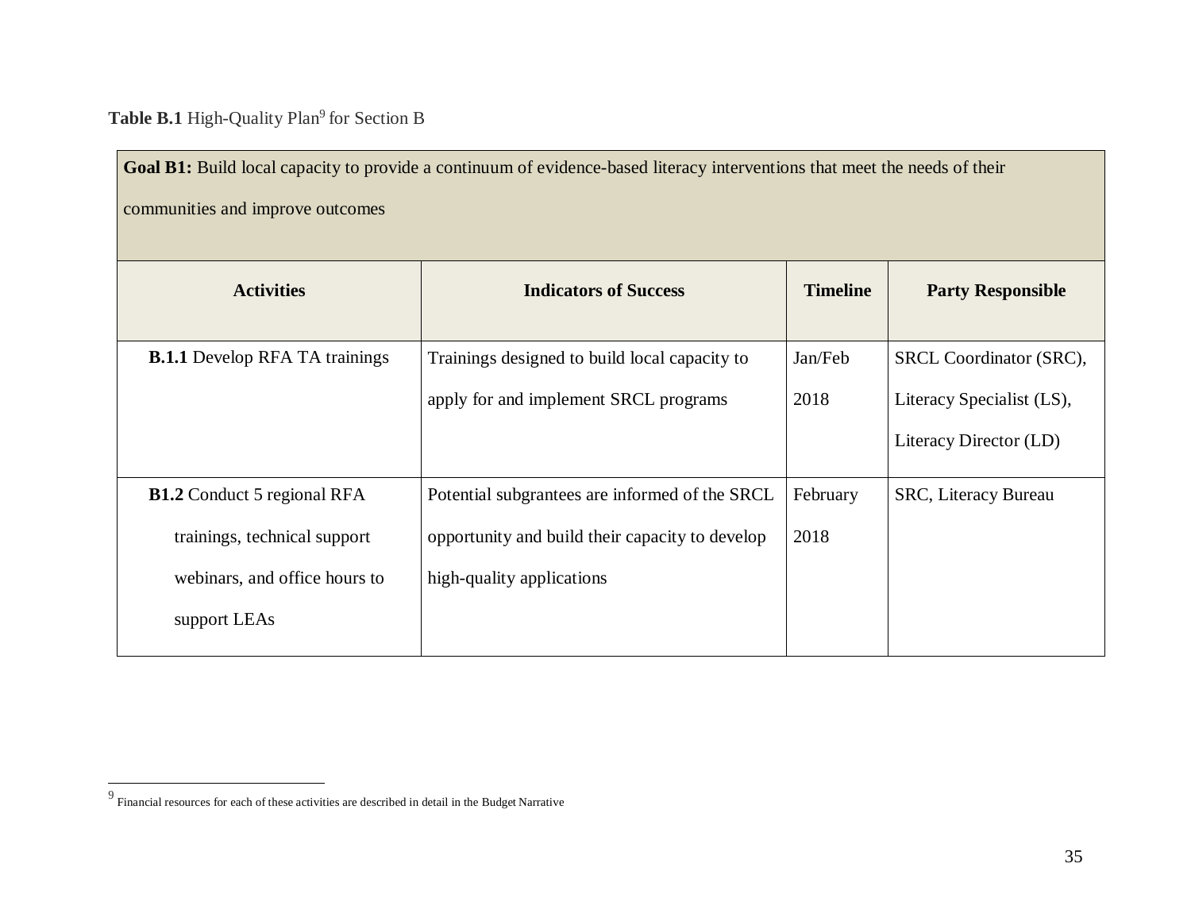**Table B.1** High-Quality Plan[9] for Section B

| **Goal B1:** Build local capacity to provide a continuum of evidence-based literacy interventions that meet the needs of their communities and improve outcomes | | | |
|---|---|---|---|
| **Activities** | **Indicators of Success** | **Timeline** | **Party Responsible** |
| **B.1.1** Develop RFA TA trainings | Trainings designed to build local capacity to apply for and implement SRCL programs | Jan/Feb 2018 | SRCL Coordinator (SRC), Literacy Specialist (LS), Literacy Director (LD) |
| **B1.2** Conduct 5 regional RFA trainings, technical support webinars, and office hours to support LEAs | Potential subgrantees are informed of the SRCL opportunity and build their capacity to develop high-quality applications | February 2018 | SRC, Literacy Bureau |

[9] Financial resources for each of these activities are described in detail in the Budget Narrative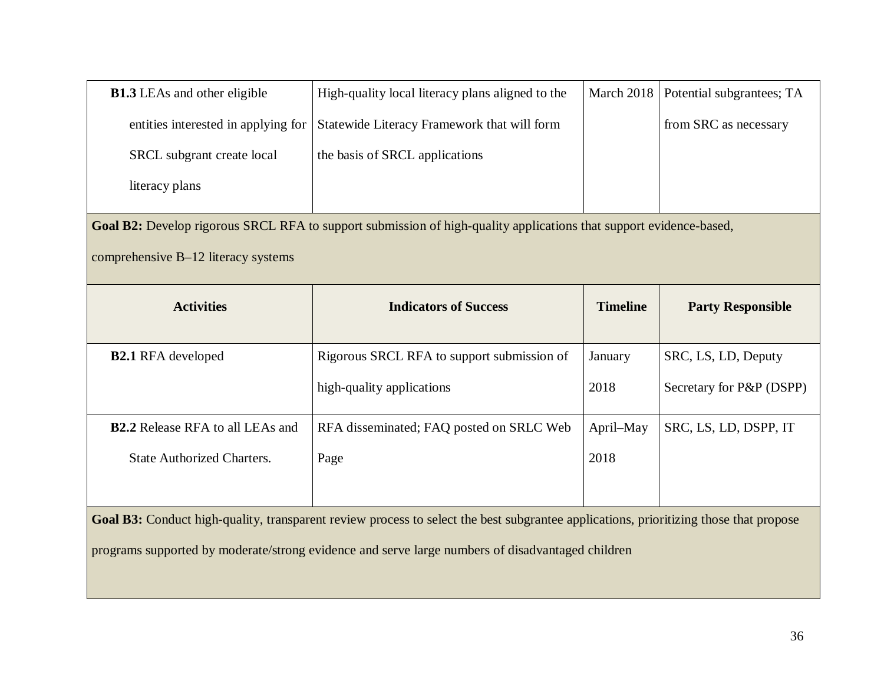| Activities | Indicators of Success | Timeline | Party Responsible |
|---|---|---|---|
| **B1.3** LEAs and other eligible entities interested in applying for SRCL subgrant create local literacy plans | High-quality local literacy plans aligned to the Statewide Literacy Framework that will form the basis of SRCL applications | March 2018 | Potential subgrantees; TA from SRC as necessary |

**Goal B2:** Develop rigorous SRCL RFA to support submission of high-quality applications that support evidence-based, comprehensive B–12 literacy systems

| Activities | Indicators of Success | Timeline | Party Responsible |
|---|---|---|---|
| **B2.1** RFA developed | Rigorous SRCL RFA to support submission of high-quality applications | January 2018 | SRC, LS, LD, Deputy Secretary for P&P (DSPP) |
| **B2.2** Release RFA to all LEAs and State Authorized Charters. | RFA disseminated; FAQ posted on SRLC Web Page | April–May 2018 | SRC, LS, LD, DSPP, IT |

**Goal B3:** Conduct high-quality, transparent review process to select the best subgrantee applications, prioritizing those that propose programs supported by moderate/strong evidence and serve large numbers of disadvantaged children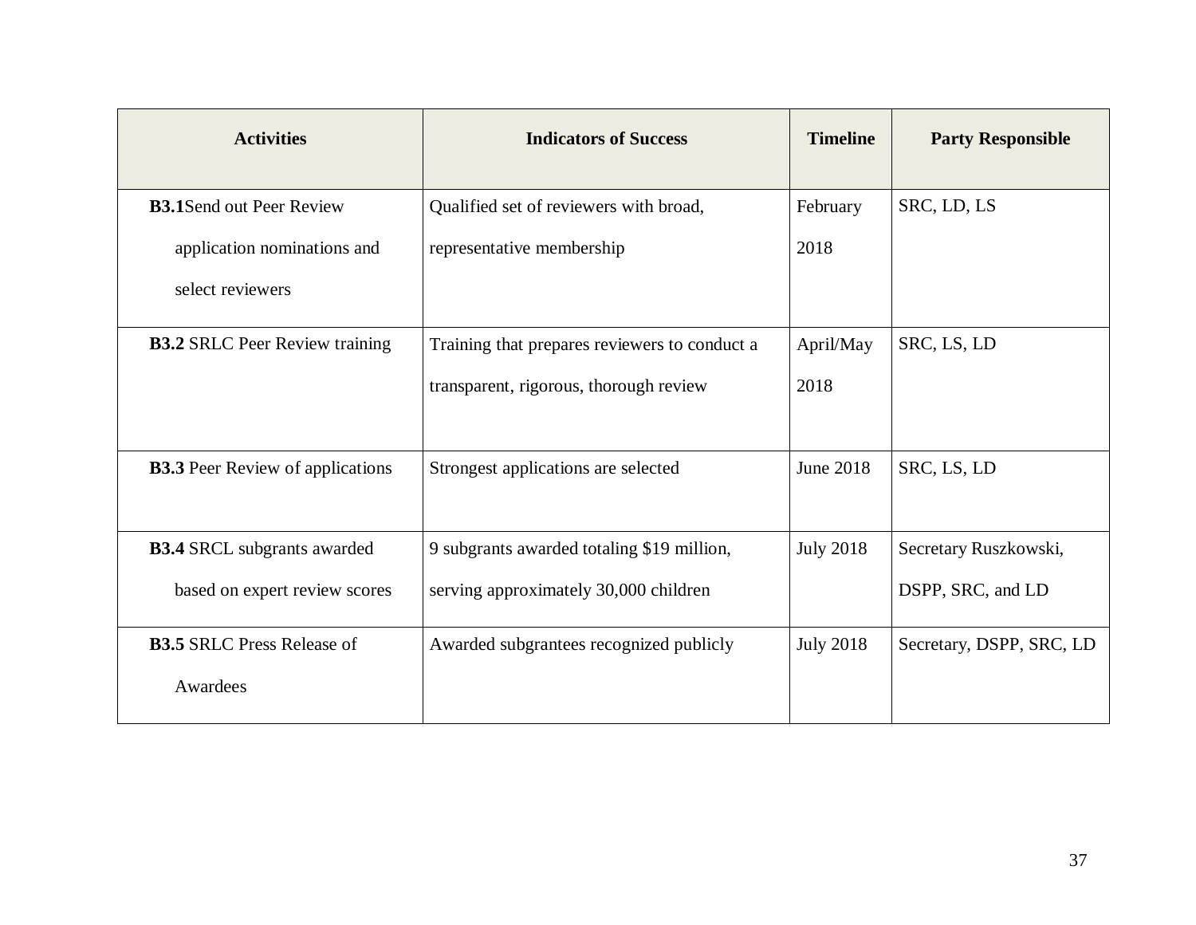| Activities | Indicators of Success | Timeline | Party Responsible |
|---|---|---|---|
| **B3.1**Send out Peer Review application nominations and select reviewers | Qualified set of reviewers with broad, representative membership | February 2018 | SRC, LD, LS |
| **B3.2** SRLC Peer Review training | Training that prepares reviewers to conduct a transparent, rigorous, thorough review | April/May 2018 | SRC, LS, LD |
| **B3.3** Peer Review of applications | Strongest applications are selected | June 2018 | SRC, LS, LD |
| **B3.4** SRCL subgrants awarded based on expert review scores | 9 subgrants awarded totaling $19 million, serving approximately 30,000 children | July 2018 | Secretary Ruszkowski, DSPP, SRC, and LD |
| **B3.5** SRLC Press Release of Awardees | Awarded subgrantees recognized publicly | July 2018 | Secretary, DSPP, SRC, LD |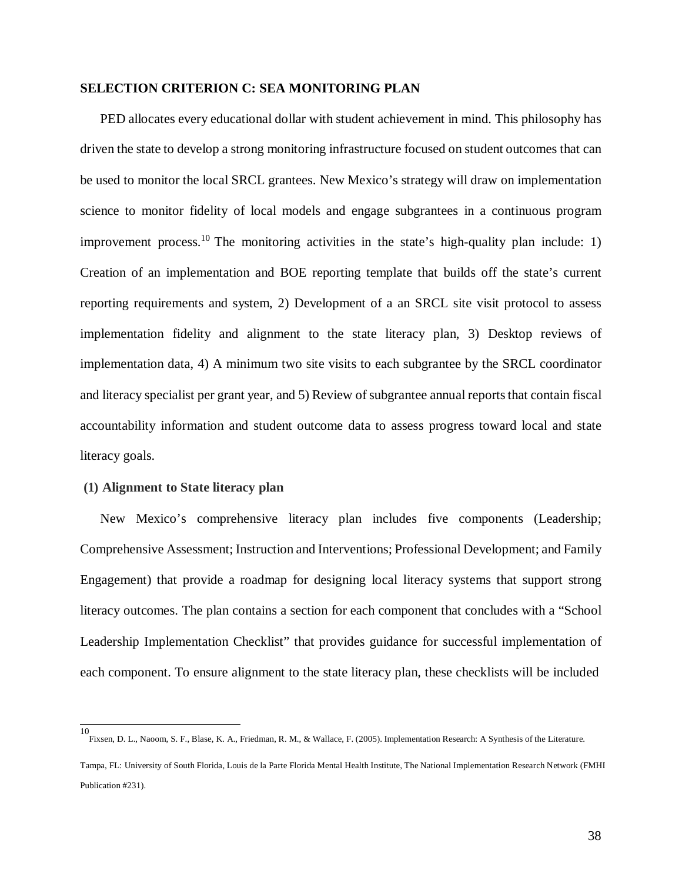**SELECTION CRITERION C: SEA MONITORING PLAN**

PED allocates every educational dollar with student achievement in mind. This philosophy has driven the state to develop a strong monitoring infrastructure focused on student outcomes that can be used to monitor the local SRCL grantees. New Mexico's strategy will draw on implementation science to monitor fidelity of local models and engage subgrantees in a continuous program improvement process.[10] The monitoring activities in the state's high-quality plan include: 1) Creation of an implementation and BOE reporting template that builds off the state's current reporting requirements and system, 2) Development of a an SRCL site visit protocol to assess implementation fidelity and alignment to the state literacy plan, 3) Desktop reviews of implementation data, 4) A minimum two site visits to each subgrantee by the SRCL coordinator and literacy specialist per grant year, and 5) Review of subgrantee annual reports that contain fiscal accountability information and student outcome data to assess progress toward local and state literacy goals.

**(1) Alignment to State literacy plan**

New Mexico's comprehensive literacy plan includes five components (Leadership; Comprehensive Assessment; Instruction and Interventions; Professional Development; and Family Engagement) that provide a roadmap for designing local literacy systems that support strong literacy outcomes. The plan contains a section for each component that concludes with a "School Leadership Implementation Checklist" that provides guidance for successful implementation of each component. To ensure alignment to the state literacy plan, these checklists will be included

---

[10] Fixsen, D. L., Naoom, S. F., Blase, K. A., Friedman, R. M., & Wallace, F. (2005). Implementation Research: A Synthesis of the Literature. Tampa, FL: University of South Florida, Louis de la Parte Florida Mental Health Institute, The National Implementation Research Network (FMHI Publication #231).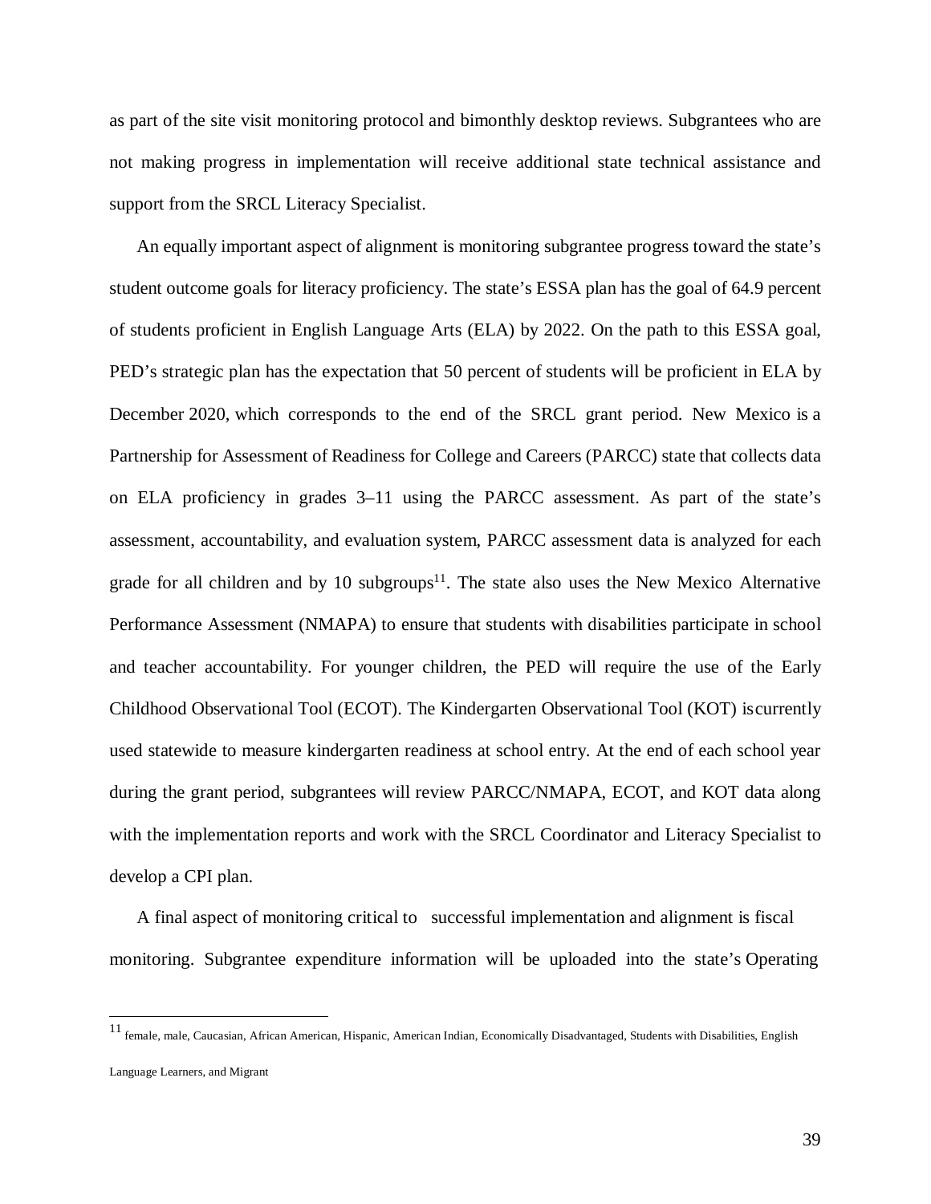as part of the site visit monitoring protocol and bimonthly desktop reviews. Subgrantees who are not making progress in implementation will receive additional state technical assistance and support from the SRCL Literacy Specialist.

An equally important aspect of alignment is monitoring subgrantee progress toward the state's student outcome goals for literacy proficiency. The state's ESSA plan has the goal of 64.9 percent of students proficient in English Language Arts (ELA) by 2022. On the path to this ESSA goal, PED's strategic plan has the expectation that 50 percent of students will be proficient in ELA by December 2020, which corresponds to the end of the SRCL grant period. New Mexico is a Partnership for Assessment of Readiness for College and Careers (PARCC) state that collects data on ELA proficiency in grades 3–11 using the PARCC assessment. As part of the state's assessment, accountability, and evaluation system, PARCC assessment data is analyzed for each grade for all children and by 10 subgroups[11]. The state also uses the New Mexico Alternative Performance Assessment (NMAPA) to ensure that students with disabilities participate in school and teacher accountability. For younger children, the PED will require the use of the Early Childhood Observational Tool (ECOT). The Kindergarten Observational Tool (KOT) is currently used statewide to measure kindergarten readiness at school entry. At the end of each school year during the grant period, subgrantees will review PARCC/NMAPA, ECOT, and KOT data along with the implementation reports and work with the SRCL Coordinator and Literacy Specialist to develop a CPI plan.

A final aspect of monitoring critical to successful implementation and alignment is fiscal monitoring. Subgrantee expenditure information will be uploaded into the state's Operating

---

[11] female, male, Caucasian, African American, Hispanic, American Indian, Economically Disadvantaged, Students with Disabilities, English Language Learners, and Migrant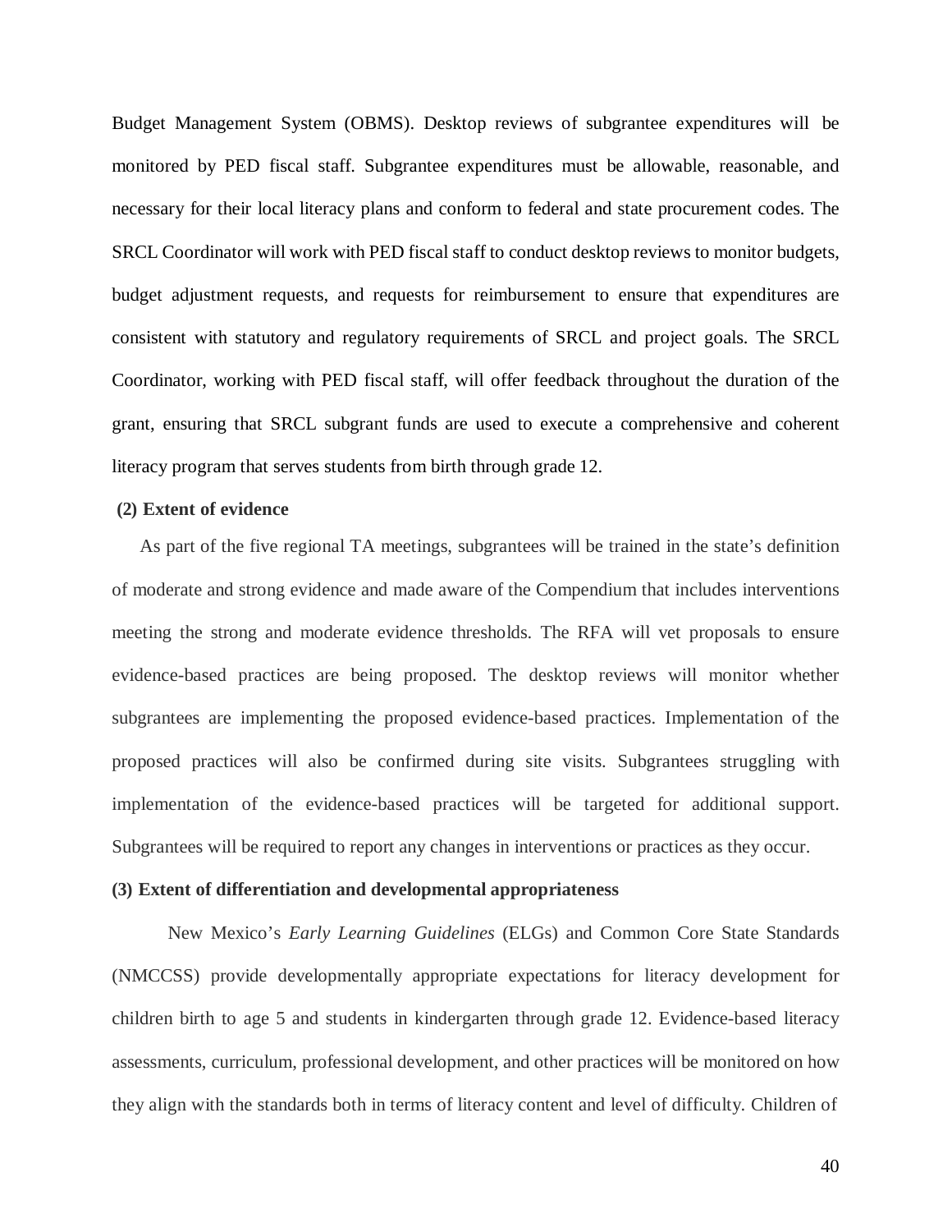Budget Management System (OBMS). Desktop reviews of subgrantee expenditures will be monitored by PED fiscal staff. Subgrantee expenditures must be allowable, reasonable, and necessary for their local literacy plans and conform to federal and state procurement codes. The SRCL Coordinator will work with PED fiscal staff to conduct desktop reviews to monitor budgets, budget adjustment requests, and requests for reimbursement to ensure that expenditures are consistent with statutory and regulatory requirements of SRCL and project goals. The SRCL Coordinator, working with PED fiscal staff, will offer feedback throughout the duration of the grant, ensuring that SRCL subgrant funds are used to execute a comprehensive and coherent literacy program that serves students from birth through grade 12.

**(2) Extent of evidence**

As part of the five regional TA meetings, subgrantees will be trained in the state's definition of moderate and strong evidence and made aware of the Compendium that includes interventions meeting the strong and moderate evidence thresholds. The RFA will vet proposals to ensure evidence-based practices are being proposed. The desktop reviews will monitor whether subgrantees are implementing the proposed evidence-based practices. Implementation of the proposed practices will also be confirmed during site visits. Subgrantees struggling with implementation of the evidence-based practices will be targeted for additional support. Subgrantees will be required to report any changes in interventions or practices as they occur.

**(3) Extent of differentiation and developmental appropriateness**

New Mexico's *Early Learning Guidelines* (ELGs) and Common Core State Standards (NMCCSS) provide developmentally appropriate expectations for literacy development for children birth to age 5 and students in kindergarten through grade 12. Evidence-based literacy assessments, curriculum, professional development, and other practices will be monitored on how they align with the standards both in terms of literacy content and level of difficulty. Children of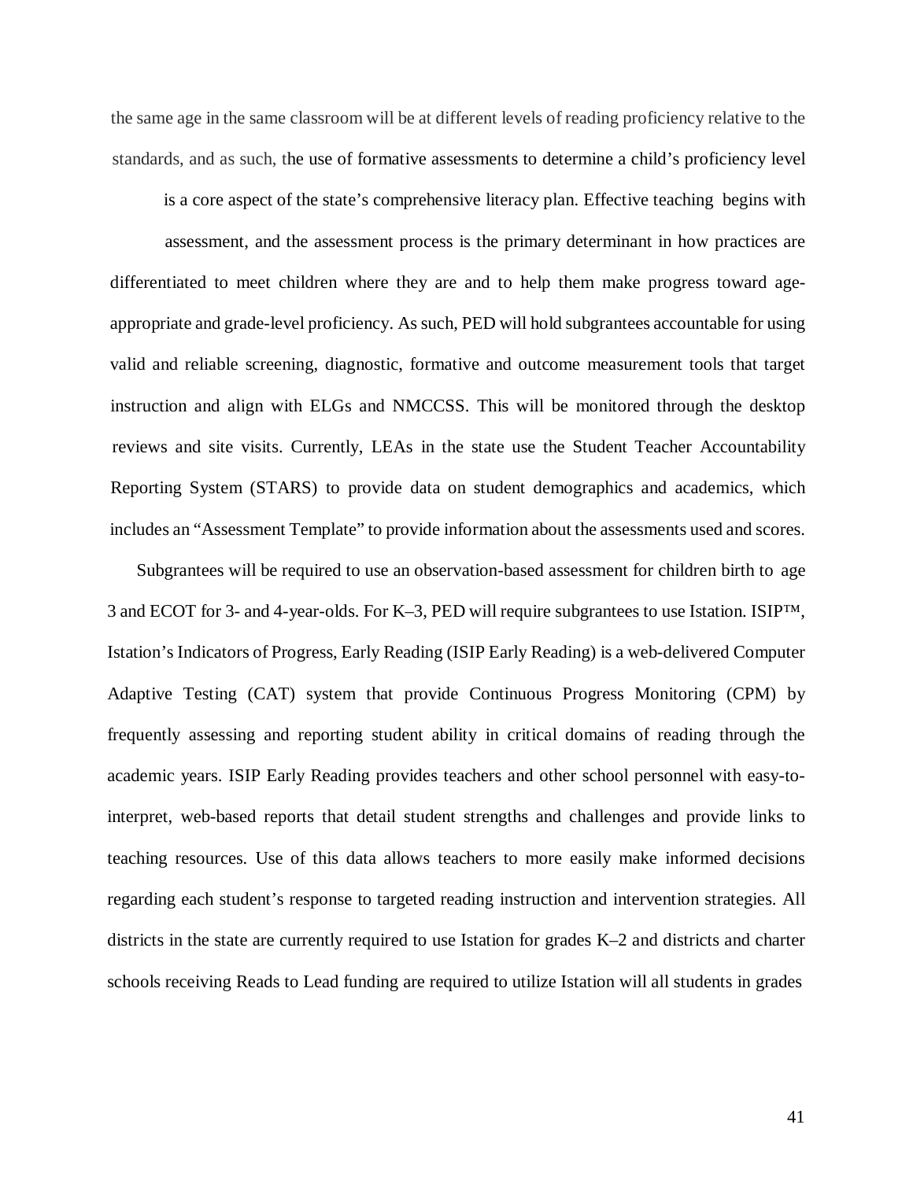the same age in the same classroom will be at different levels of reading proficiency relative to the standards, and as such, the use of formative assessments to determine a child's proficiency level is a core aspect of the state's comprehensive literacy plan. Effective teaching begins with assessment, and the assessment process is the primary determinant in how practices are differentiated to meet children where they are and to help them make progress toward age-appropriate and grade-level proficiency. As such, PED will hold subgrantees accountable for using valid and reliable screening, diagnostic, formative and outcome measurement tools that target instruction and align with ELGs and NMCCSS. This will be monitored through the desktop reviews and site visits. Currently, LEAs in the state use the Student Teacher Accountability Reporting System (STARS) to provide data on student demographics and academics, which includes an "Assessment Template" to provide information about the assessments used and scores.

Subgrantees will be required to use an observation-based assessment for children birth to age 3 and ECOT for 3- and 4-year-olds. For K–3, PED will require subgrantees to use Istation. ISIP™, Istation's Indicators of Progress, Early Reading (ISIP Early Reading) is a web-delivered Computer Adaptive Testing (CAT) system that provide Continuous Progress Monitoring (CPM) by frequently assessing and reporting student ability in critical domains of reading through the academic years. ISIP Early Reading provides teachers and other school personnel with easy-to-interpret, web-based reports that detail student strengths and challenges and provide links to teaching resources. Use of this data allows teachers to more easily make informed decisions regarding each student's response to targeted reading instruction and intervention strategies. All districts in the state are currently required to use Istation for grades K–2 and districts and charter schools receiving Reads to Lead funding are required to utilize Istation will all students in grades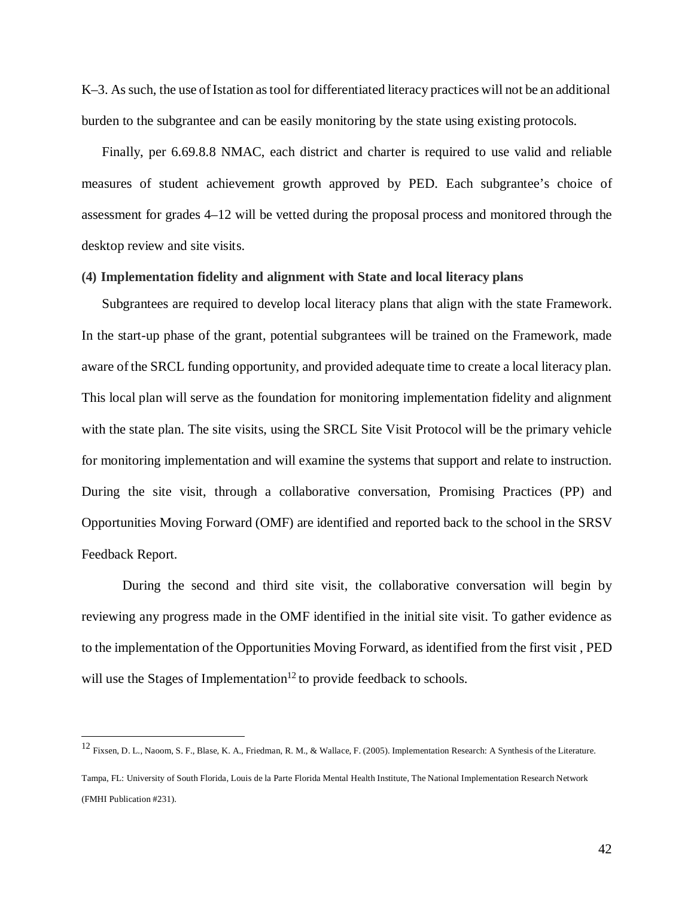K–3. As such, the use of Istation as tool for differentiated literacy practices will not be an additional burden to the subgrantee and can be easily monitoring by the state using existing protocols.

Finally, per 6.69.8.8 NMAC, each district and charter is required to use valid and reliable measures of student achievement growth approved by PED. Each subgrantee's choice of assessment for grades 4–12 will be vetted during the proposal process and monitored through the desktop review and site visits.

**(4) Implementation fidelity and alignment with State and local literacy plans**

Subgrantees are required to develop local literacy plans that align with the state Framework. In the start-up phase of the grant, potential subgrantees will be trained on the Framework, made aware of the SRCL funding opportunity, and provided adequate time to create a local literacy plan. This local plan will serve as the foundation for monitoring implementation fidelity and alignment with the state plan. The site visits, using the SRCL Site Visit Protocol will be the primary vehicle for monitoring implementation and will examine the systems that support and relate to instruction. During the site visit, through a collaborative conversation, Promising Practices (PP) and Opportunities Moving Forward (OMF) are identified and reported back to the school in the SRSV Feedback Report.

During the second and third site visit, the collaborative conversation will begin by reviewing any progress made in the OMF identified in the initial site visit. To gather evidence as to the implementation of the Opportunities Moving Forward, as identified from the first visit , PED will use the Stages of Implementation[12] to provide feedback to schools.

---

[12] Fixsen, D. L., Naoom, S. F., Blase, K. A., Friedman, R. M., & Wallace, F. (2005). Implementation Research: A Synthesis of the Literature. Tampa, FL: University of South Florida, Louis de la Parte Florida Mental Health Institute, The National Implementation Research Network (FMHI Publication #231).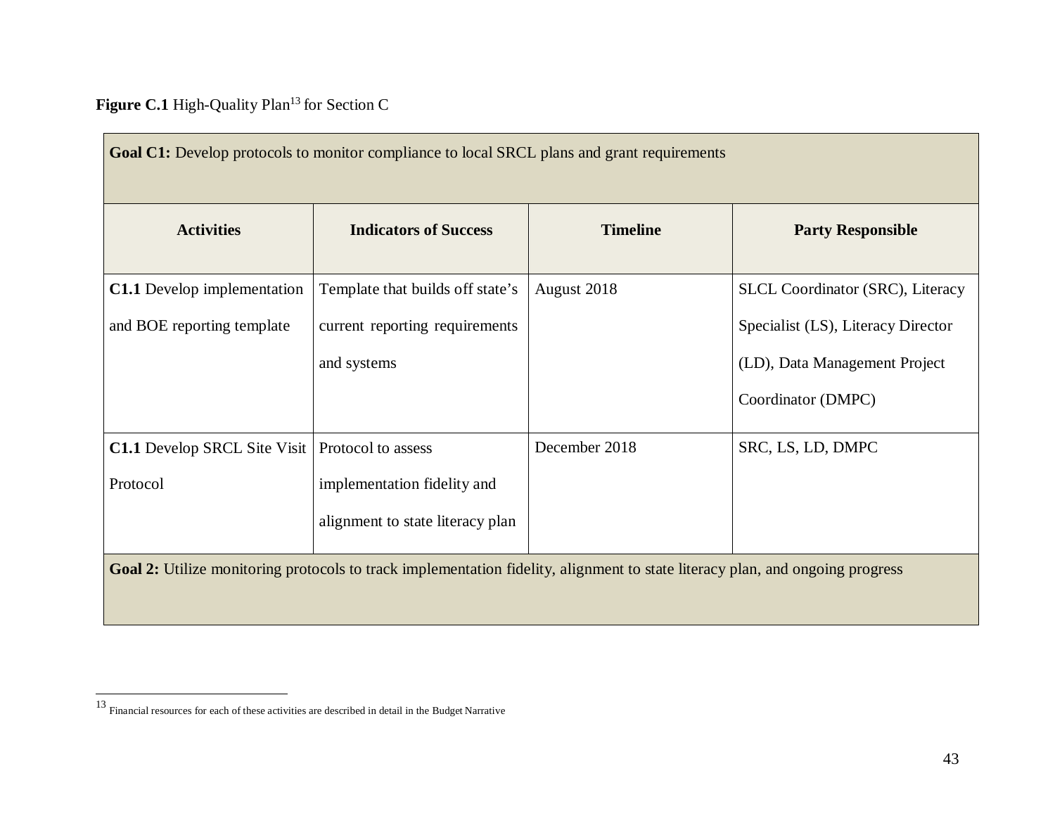**Figure C.1** High-Quality Plan[13] for Section C

| **Goal C1:** Develop protocols to monitor compliance to local SRCL plans and grant requirements | | | |
|---|---|---|---|
| **Activities** | **Indicators of Success** | **Timeline** | **Party Responsible** |
| **C1.1** Develop implementation and BOE reporting template | Template that builds off state's current reporting requirements and systems | August 2018 | SLCL Coordinator (SRC), Literacy Specialist (LS), Literacy Director (LD), Data Management Project Coordinator (DMPC) |
| **C1.1** Develop SRCL Site Visit Protocol | Protocol to assess implementation fidelity and alignment to state literacy plan | December 2018 | SRC, LS, LD, DMPC |
| **Goal 2:** Utilize monitoring protocols to track implementation fidelity, alignment to state literacy plan, and ongoing progress | | | |

[13] Financial resources for each of these activities are described in detail in the Budget Narrative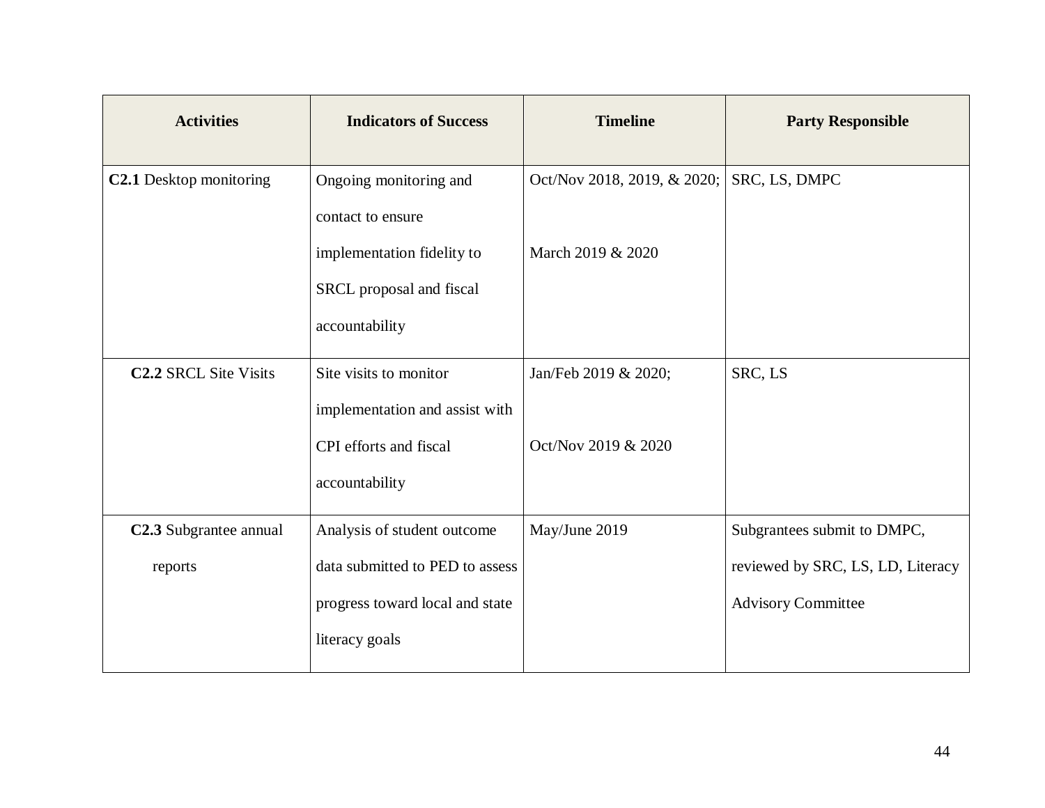| Activities | Indicators of Success | Timeline | Party Responsible |
|---|---|---|---|
| **C2.1** Desktop monitoring | Ongoing monitoring and contact to ensure implementation fidelity to SRCL proposal and fiscal accountability | Oct/Nov 2018, 2019, & 2020; March 2019 & 2020 | SRC, LS, DMPC |
| **C2.2** SRCL Site Visits | Site visits to monitor implementation and assist with CPI efforts and fiscal accountability | Jan/Feb 2019 & 2020; Oct/Nov 2019 & 2020 | SRC, LS |
| **C2.3** Subgrantee annual reports | Analysis of student outcome data submitted to PED to assess progress toward local and state literacy goals | May/June 2019 | Subgrantees submit to DMPC, reviewed by SRC, LS, LD, Literacy Advisory Committee |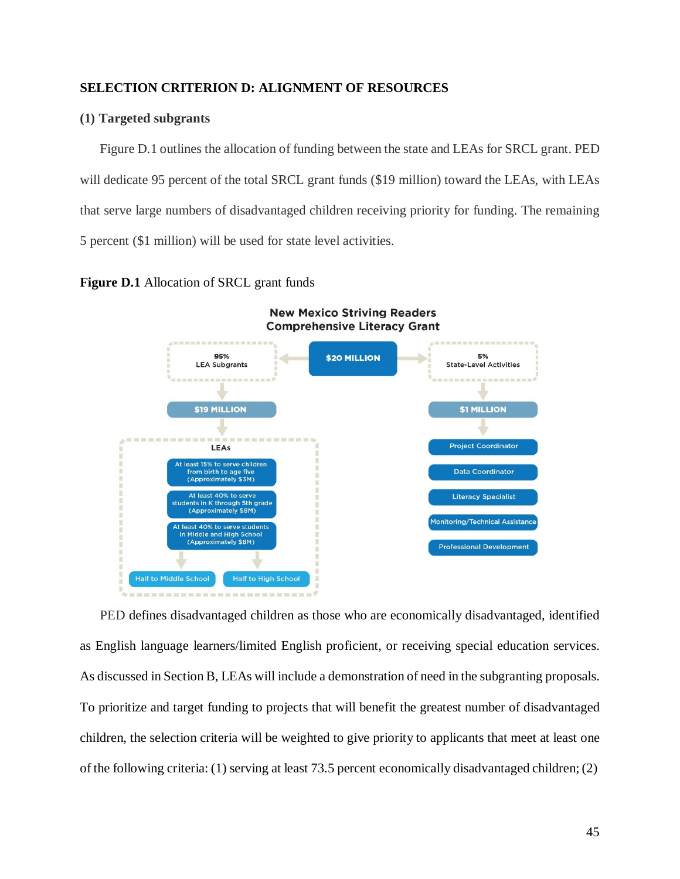## SELECTION CRITERION D: ALIGNMENT OF RESOURCES

### (1) Targeted subgrants

Figure D.1 outlines the allocation of funding between the state and LEAs for SRCL grant. PED will dedicate 95 percent of the total SRCL grant funds ($19 million) toward the LEAs, with LEAs that serve large numbers of disadvantaged children receiving priority for funding. The remaining 5 percent ($1 million) will be used for state level activities.

**Figure D.1** Allocation of SRCL grant funds

New Mexico Striving Readers Comprehensive Literacy Grant

$20 MILLION

- 95% LEA Subgrants
  - $19 MILLION
  - LEAs
    - At least 15% to serve children from birth to age five (Approximately $3M)
    - At least 40% to serve students in K through 5th grade (Approximately $8M)
    - At least 40% to serve students in Middle and High School (Approximately $8M)
      - Half to Middle School
      - Half to High School
- 5% State-Level Activities
  - $1 MILLION
    - Project Coordinator
    - Data Coordinator
    - Literacy Specialist
    - Monitoring/Technical Assistance
    - Professional Development

PED defines disadvantaged children as those who are economically disadvantaged, identified as English language learners/limited English proficient, or receiving special education services. As discussed in Section B, LEAs will include a demonstration of need in the subgranting proposals. To prioritize and target funding to projects that will benefit the greatest number of disadvantaged children, the selection criteria will be weighted to give priority to applicants that meet at least one of the following criteria: (1) serving at least 73.5 percent economically disadvantaged children; (2)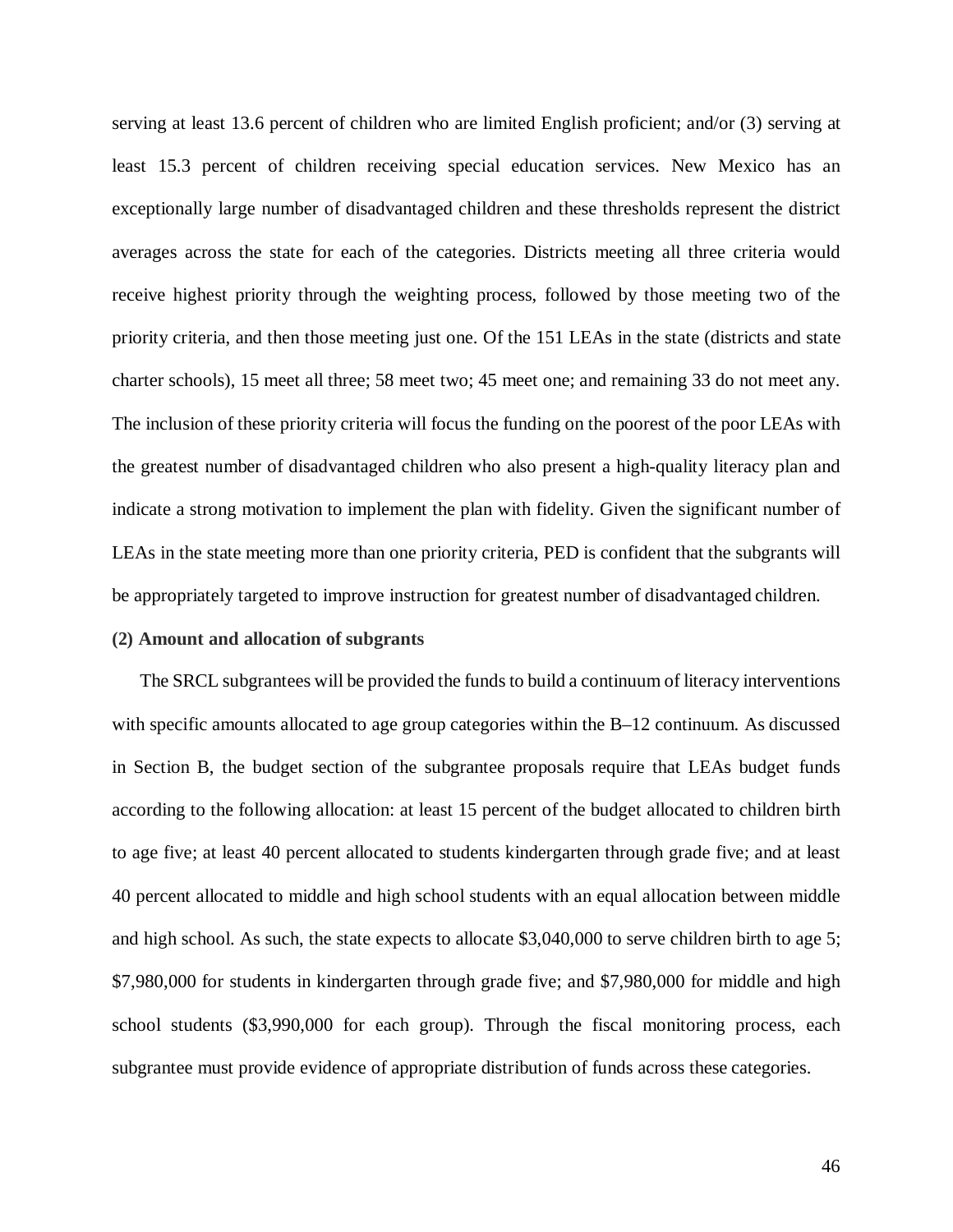serving at least 13.6 percent of children who are limited English proficient; and/or (3) serving at least 15.3 percent of children receiving special education services. New Mexico has an exceptionally large number of disadvantaged children and these thresholds represent the district averages across the state for each of the categories. Districts meeting all three criteria would receive highest priority through the weighting process, followed by those meeting two of the priority criteria, and then those meeting just one. Of the 151 LEAs in the state (districts and state charter schools), 15 meet all three; 58 meet two; 45 meet one; and remaining 33 do not meet any. The inclusion of these priority criteria will focus the funding on the poorest of the poor LEAs with the greatest number of disadvantaged children who also present a high-quality literacy plan and indicate a strong motivation to implement the plan with fidelity. Given the significant number of LEAs in the state meeting more than one priority criteria, PED is confident that the subgrants will be appropriately targeted to improve instruction for greatest number of disadvantaged children.

**(2) Amount and allocation of subgrants**

The SRCL subgrantees will be provided the funds to build a continuum of literacy interventions with specific amounts allocated to age group categories within the B–12 continuum. As discussed in Section B, the budget section of the subgrantee proposals require that LEAs budget funds according to the following allocation: at least 15 percent of the budget allocated to children birth to age five; at least 40 percent allocated to students kindergarten through grade five; and at least 40 percent allocated to middle and high school students with an equal allocation between middle and high school. As such, the state expects to allocate $3,040,000 to serve children birth to age 5; $7,980,000 for students in kindergarten through grade five; and $7,980,000 for middle and high school students ($3,990,000 for each group). Through the fiscal monitoring process, each subgrantee must provide evidence of appropriate distribution of funds across these categories.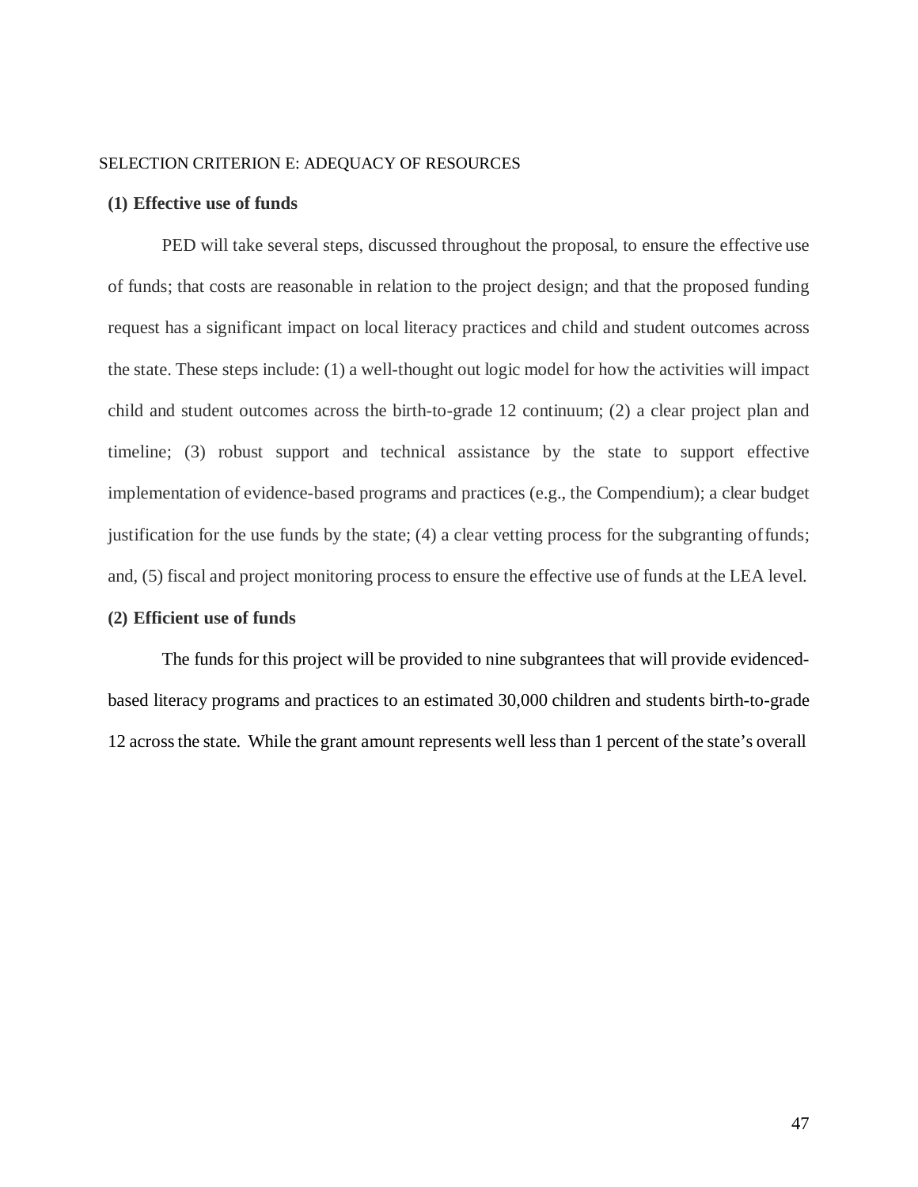SELECTION CRITERION E: ADEQUACY OF RESOURCES

**(1) Effective use of funds**

PED will take several steps, discussed throughout the proposal, to ensure the effective use of funds; that costs are reasonable in relation to the project design; and that the proposed funding request has a significant impact on local literacy practices and child and student outcomes across the state. These steps include: (1) a well-thought out logic model for how the activities will impact child and student outcomes across the birth-to-grade 12 continuum; (2) a clear project plan and timeline; (3) robust support and technical assistance by the state to support effective implementation of evidence-based programs and practices (e.g., the Compendium); a clear budget justification for the use funds by the state; (4) a clear vetting process for the subgranting of funds; and, (5) fiscal and project monitoring process to ensure the effective use of funds at the LEA level.

**(2) Efficient use of funds**

The funds for this project will be provided to nine subgrantees that will provide evidenced-based literacy programs and practices to an estimated 30,000 children and students birth-to-grade 12 across the state. While the grant amount represents well less than 1 percent of the state's overall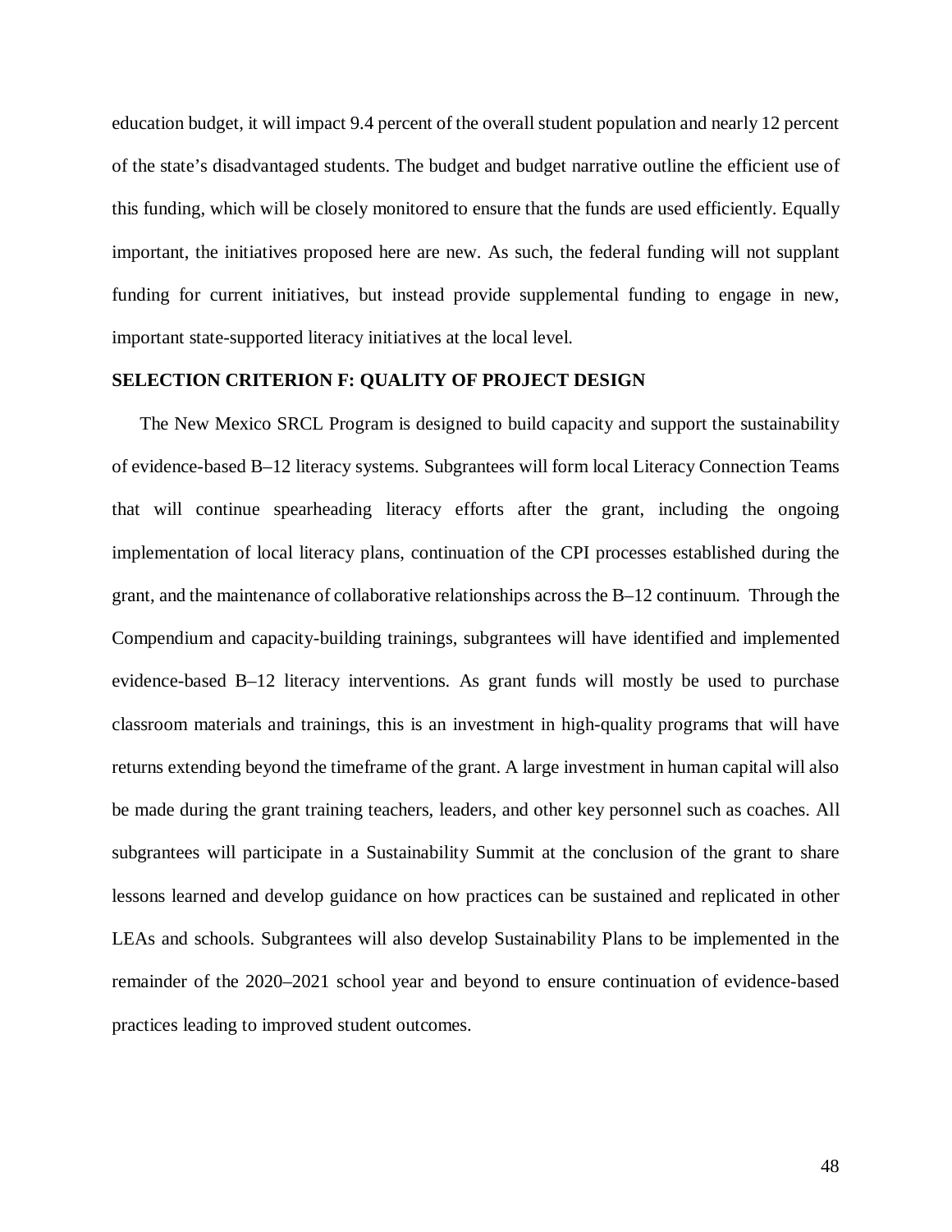education budget, it will impact 9.4 percent of the overall student population and nearly 12 percent of the state's disadvantaged students. The budget and budget narrative outline the efficient use of this funding, which will be closely monitored to ensure that the funds are used efficiently. Equally important, the initiatives proposed here are new. As such, the federal funding will not supplant funding for current initiatives, but instead provide supplemental funding to engage in new, important state-supported literacy initiatives at the local level.

## SELECTION CRITERION F: QUALITY OF PROJECT DESIGN

The New Mexico SRCL Program is designed to build capacity and support the sustainability of evidence-based B–12 literacy systems. Subgrantees will form local Literacy Connection Teams that will continue spearheading literacy efforts after the grant, including the ongoing implementation of local literacy plans, continuation of the CPI processes established during the grant, and the maintenance of collaborative relationships across the B–12 continuum. Through the Compendium and capacity-building trainings, subgrantees will have identified and implemented evidence-based B–12 literacy interventions. As grant funds will mostly be used to purchase classroom materials and trainings, this is an investment in high-quality programs that will have returns extending beyond the timeframe of the grant. A large investment in human capital will also be made during the grant training teachers, leaders, and other key personnel such as coaches. All subgrantees will participate in a Sustainability Summit at the conclusion of the grant to share lessons learned and develop guidance on how practices can be sustained and replicated in other LEAs and schools. Subgrantees will also develop Sustainability Plans to be implemented in the remainder of the 2020–2021 school year and beyond to ensure continuation of evidence-based practices leading to improved student outcomes.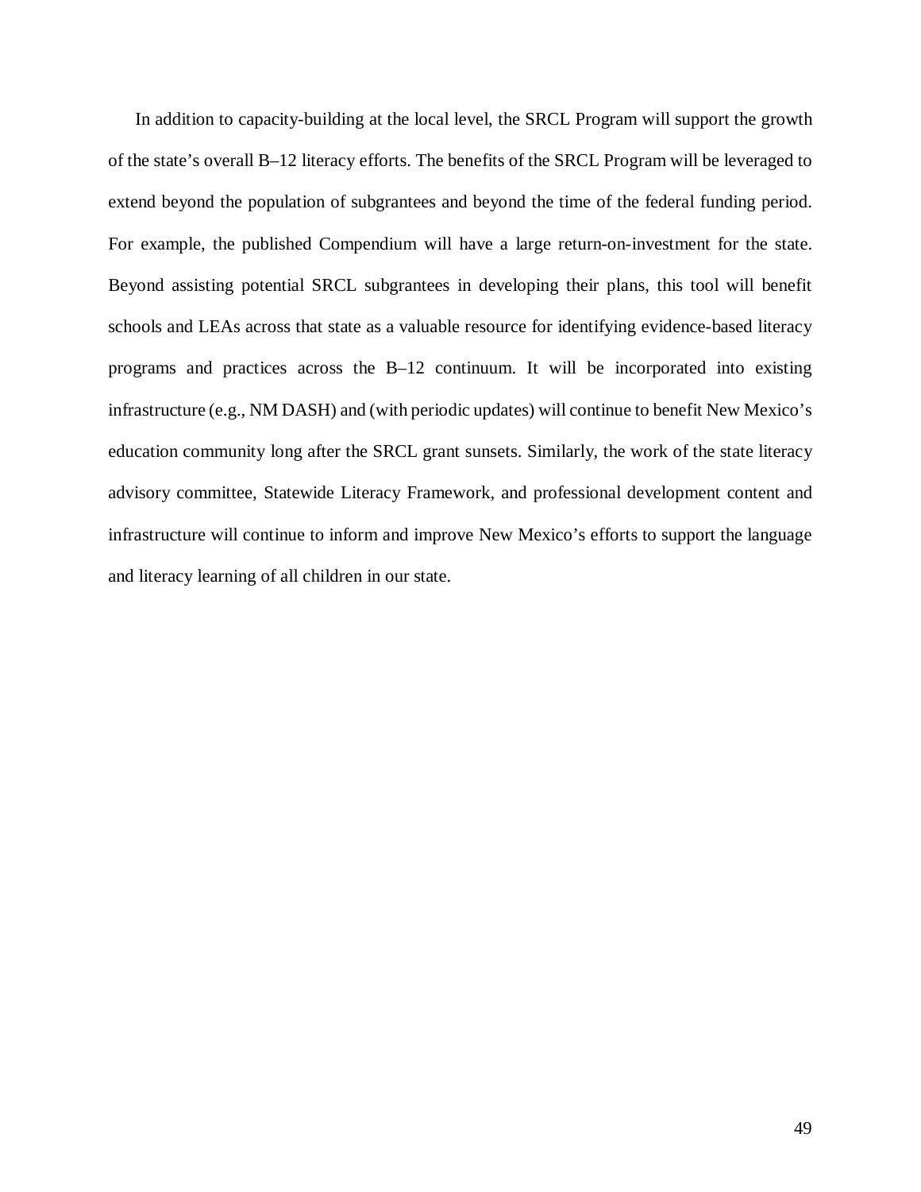In addition to capacity-building at the local level, the SRCL Program will support the growth of the state's overall B–12 literacy efforts. The benefits of the SRCL Program will be leveraged to extend beyond the population of subgrantees and beyond the time of the federal funding period. For example, the published Compendium will have a large return-on-investment for the state. Beyond assisting potential SRCL subgrantees in developing their plans, this tool will benefit schools and LEAs across that state as a valuable resource for identifying evidence-based literacy programs and practices across the B–12 continuum. It will be incorporated into existing infrastructure (e.g., NM DASH) and (with periodic updates) will continue to benefit New Mexico's education community long after the SRCL grant sunsets. Similarly, the work of the state literacy advisory committee, Statewide Literacy Framework, and professional development content and infrastructure will continue to inform and improve New Mexico's efforts to support the language and literacy learning of all children in our state.